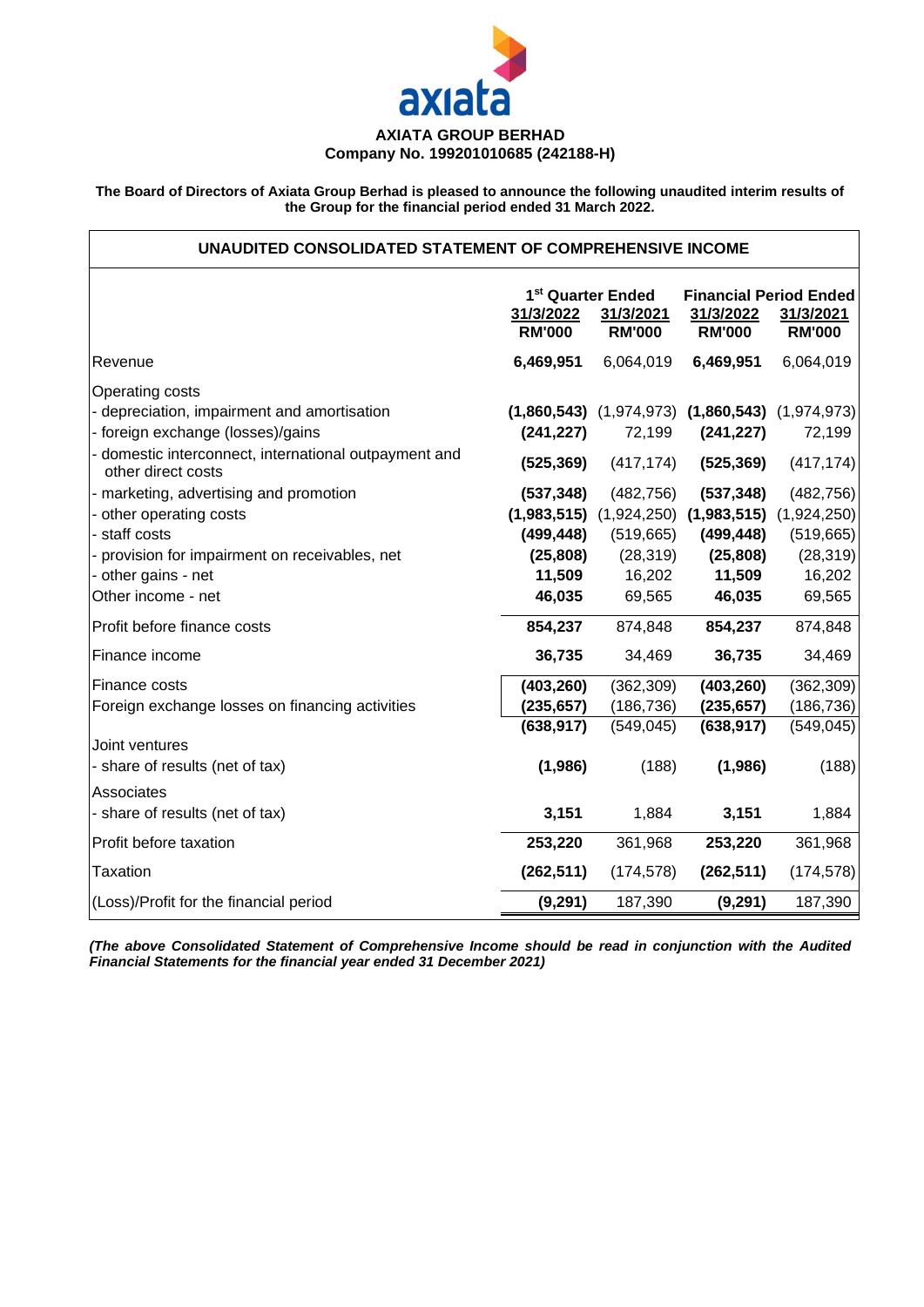**AXIATA GROUP BERHAD**
**Company No. 199201010685 (242188-H)**

**The Board of Directors of Axiata Group Berhad is pleased to announce the following unaudited interim results of the Group for the financial period ended 31 March 2022.**

## UNAUDITED CONSOLIDATED STATEMENT OF COMPREHENSIVE INCOME

| | 1st Quarter Ended | | Financial Period Ended | |
|---|---|---|---|---|
| | 31/3/2022 | 31/3/2021 | 31/3/2022 | 31/3/2021 |
| | RM'000 | RM'000 | RM'000 | RM'000 |
| Revenue | **6,469,951** | 6,064,019 | **6,469,951** | 6,064,019 |
| Operating costs | | | | |
| - depreciation, impairment and amortisation | **(1,860,543)** | (1,974,973) | **(1,860,543)** | (1,974,973) |
| - foreign exchange (losses)/gains | **(241,227)** | 72,199 | **(241,227)** | 72,199 |
| - domestic interconnect, international outpayment and other direct costs | **(525,369)** | (417,174) | **(525,369)** | (417,174) |
| - marketing, advertising and promotion | **(537,348)** | (482,756) | **(537,348)** | (482,756) |
| - other operating costs | **(1,983,515)** | (1,924,250) | **(1,983,515)** | (1,924,250) |
| - staff costs | **(499,448)** | (519,665) | **(499,448)** | (519,665) |
| - provision for impairment on receivables, net | **(25,808)** | (28,319) | **(25,808)** | (28,319) |
| - other gains - net | **11,509** | 16,202 | **11,509** | 16,202 |
| Other income - net | **46,035** | 69,565 | **46,035** | 69,565 |
| Profit before finance costs | **854,237** | 874,848 | **854,237** | 874,848 |
| Finance income | **36,735** | 34,469 | **36,735** | 34,469 |
| Finance costs | **(403,260)** | (362,309) | **(403,260)** | (362,309) |
| Foreign exchange losses on financing activities | **(235,657)** | (186,736) | **(235,657)** | (186,736) |
| | **(638,917)** | (549,045) | **(638,917)** | (549,045) |
| Joint ventures | | | | |
| - share of results (net of tax) | **(1,986)** | (188) | **(1,986)** | (188) |
| Associates | | | | |
| - share of results (net of tax) | **3,151** | 1,884 | **3,151** | 1,884 |
| Profit before taxation | **253,220** | 361,968 | **253,220** | 361,968 |
| Taxation | **(262,511)** | (174,578) | **(262,511)** | (174,578) |
| (Loss)/Profit for the financial period | **(9,291)** | 187,390 | **(9,291)** | 187,390 |

***(The above Consolidated Statement of Comprehensive Income should be read in conjunction with the Audited Financial Statements for the financial year ended 31 December 2021)***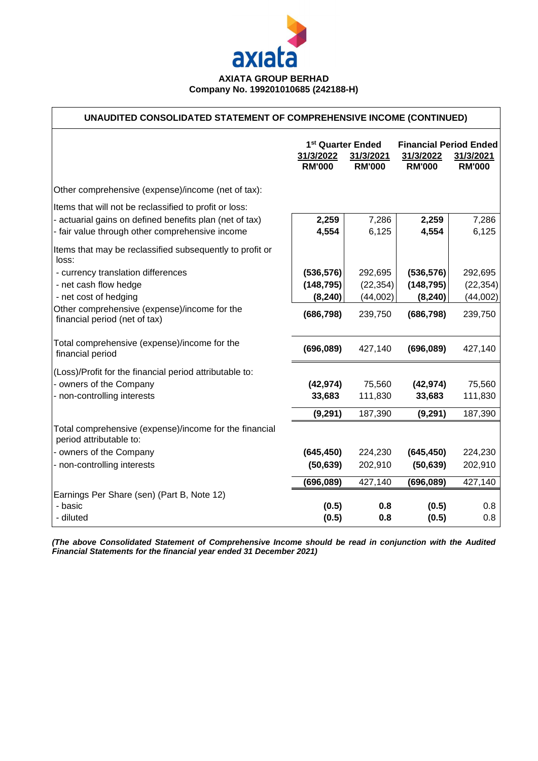**AXIATA GROUP BERHAD**
**Company No. 199201010685 (242188-H)**

## UNAUDITED CONSOLIDATED STATEMENT OF COMPREHENSIVE INCOME (CONTINUED)

| | 1st Quarter Ended | | Financial Period Ended | |
|---|---|---|---|---|
| | 31/3/2022 | 31/3/2021 | 31/3/2022 | 31/3/2021 |
| | RM'000 | RM'000 | RM'000 | RM'000 |
| Other comprehensive (expense)/income (net of tax): | | | | |
| Items that will not be reclassified to profit or loss: | | | | |
| - actuarial gains on defined benefits plan (net of tax) | **2,259** | 7,286 | **2,259** | 7,286 |
| - fair value through other comprehensive income | **4,554** | 6,125 | **4,554** | 6,125 |
| Items that may be reclassified subsequently to profit or loss: | | | | |
| - currency translation differences | **(536,576)** | 292,695 | **(536,576)** | 292,695 |
| - net cash flow hedge | **(148,795)** | (22,354) | **(148,795)** | (22,354) |
| - net cost of hedging | **(8,240)** | (44,002) | **(8,240)** | (44,002) |
| Other comprehensive (expense)/income for the financial period (net of tax) | **(686,798)** | 239,750 | **(686,798)** | 239,750 |
| Total comprehensive (expense)/income for the financial period | **(696,089)** | 427,140 | **(696,089)** | 427,140 |
| (Loss)/Profit for the financial period attributable to: | | | | |
| - owners of the Company | **(42,974)** | 75,560 | **(42,974)** | 75,560 |
| - non-controlling interests | **33,683** | 111,830 | **33,683** | 111,830 |
| | **(9,291)** | 187,390 | **(9,291)** | 187,390 |
| Total comprehensive (expense)/income for the financial period attributable to: | | | | |
| - owners of the Company | **(645,450)** | 224,230 | **(645,450)** | 224,230 |
| - non-controlling interests | **(50,639)** | 202,910 | **(50,639)** | 202,910 |
| | **(696,089)** | 427,140 | **(696,089)** | 427,140 |
| Earnings Per Share (sen) (Part B, Note 12) | | | | |
| - basic | **(0.5)** | **0.8** | **(0.5)** | 0.8 |
| - diluted | **(0.5)** | **0.8** | **(0.5)** | 0.8 |

***(The above Consolidated Statement of Comprehensive Income should be read in conjunction with the Audited Financial Statements for the financial year ended 31 December 2021)***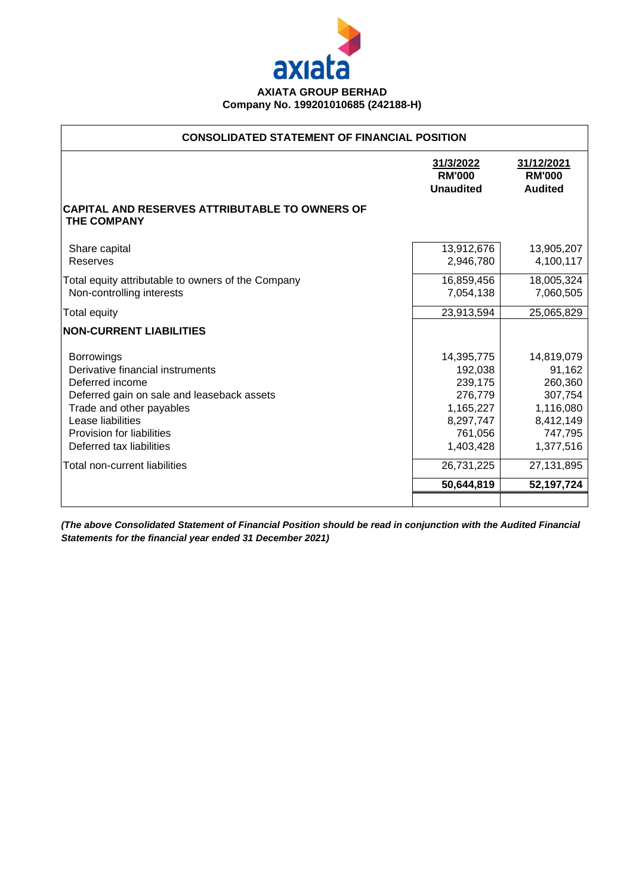**AXIATA GROUP BERHAD**
**Company No. 199201010685 (242188-H)**

## CONSOLIDATED STATEMENT OF FINANCIAL POSITION

| | 31/3/2022 RM'000 Unaudited | 31/12/2021 RM'000 Audited |
|---|---|---|
| **CAPITAL AND RESERVES ATTRIBUTABLE TO OWNERS OF THE COMPANY** | | |
| Share capital | 13,912,676 | 13,905,207 |
| Reserves | 2,946,780 | 4,100,117 |
| Total equity attributable to owners of the Company | 16,859,456 | 18,005,324 |
| Non-controlling interests | 7,054,138 | 7,060,505 |
| Total equity | 23,913,594 | 25,065,829 |
| **NON-CURRENT LIABILITIES** | | |
| Borrowings | 14,395,775 | 14,819,079 |
| Derivative financial instruments | 192,038 | 91,162 |
| Deferred income | 239,175 | 260,360 |
| Deferred gain on sale and leaseback assets | 276,779 | 307,754 |
| Trade and other payables | 1,165,227 | 1,116,080 |
| Lease liabilities | 8,297,747 | 8,412,149 |
| Provision for liabilities | 761,056 | 747,795 |
| Deferred tax liabilities | 1,403,428 | 1,377,516 |
| Total non-current liabilities | 26,731,225 | 27,131,895 |
| | **50,644,819** | **52,197,724** |

***(The above Consolidated Statement of Financial Position should be read in conjunction with the Audited Financial Statements for the financial year ended 31 December 2021)***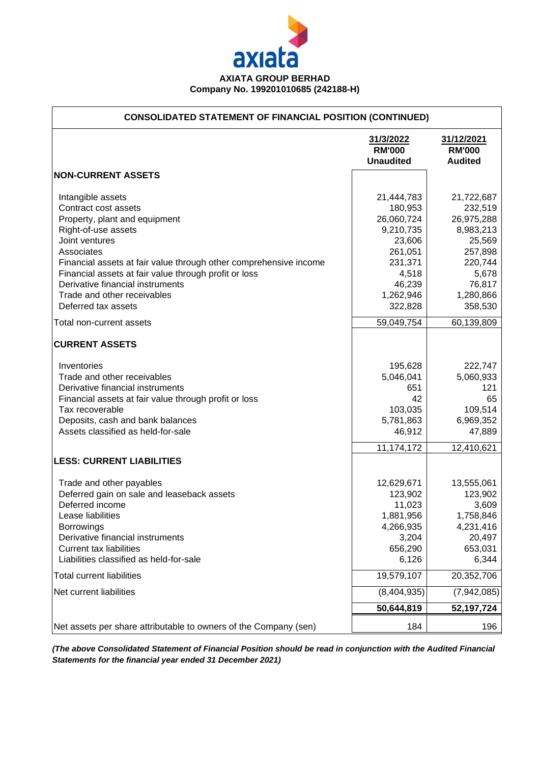**AXIATA GROUP BERHAD**
**Company No. 199201010685 (242188-H)**

## CONSOLIDATED STATEMENT OF FINANCIAL POSITION (CONTINUED)

| | 31/3/2022 RM'000 Unaudited | 31/12/2021 RM'000 Audited |
|---|---|---|
| **NON-CURRENT ASSETS** | | |
| Intangible assets | 21,444,783 | 21,722,687 |
| Contract cost assets | 180,953 | 232,519 |
| Property, plant and equipment | 26,060,724 | 26,975,288 |
| Right-of-use assets | 9,210,735 | 8,983,213 |
| Joint ventures | 23,606 | 25,569 |
| Associates | 261,051 | 257,898 |
| Financial assets at fair value through other comprehensive income | 231,371 | 220,744 |
| Financial assets at fair value through profit or loss | 4,518 | 5,678 |
| Derivative financial instruments | 46,239 | 76,817 |
| Trade and other receivables | 1,262,946 | 1,280,866 |
| Deferred tax assets | 322,828 | 358,530 |
| Total non-current assets | 59,049,754 | 60,139,809 |
| **CURRENT ASSETS** | | |
| Inventories | 195,628 | 222,747 |
| Trade and other receivables | 5,046,041 | 5,060,933 |
| Derivative financial instruments | 651 | 121 |
| Financial assets at fair value through profit or loss | 42 | 65 |
| Tax recoverable | 103,035 | 109,514 |
| Deposits, cash and bank balances | 5,781,863 | 6,969,352 |
| Assets classified as held-for-sale | 46,912 | 47,889 |
| | 11,174,172 | 12,410,621 |
| **LESS: CURRENT LIABILITIES** | | |
| Trade and other payables | 12,629,671 | 13,555,061 |
| Deferred gain on sale and leaseback assets | 123,902 | 123,902 |
| Deferred income | 11,023 | 3,609 |
| Lease liabilities | 1,881,956 | 1,758,846 |
| Borrowings | 4,266,935 | 4,231,416 |
| Derivative financial instruments | 3,204 | 20,497 |
| Current tax liabilities | 656,290 | 653,031 |
| Liabilities classified as held-for-sale | 6,126 | 6,344 |
| Total current liabilities | 19,579,107 | 20,352,706 |
| Net current liabilities | (8,404,935) | (7,942,085) |
| | **50,644,819** | **52,197,724** |
| Net assets per share attributable to owners of the Company (sen) | 184 | 196 |

***(The above Consolidated Statement of Financial Position should be read in conjunction with the Audited Financial Statements for the financial year ended 31 December 2021)***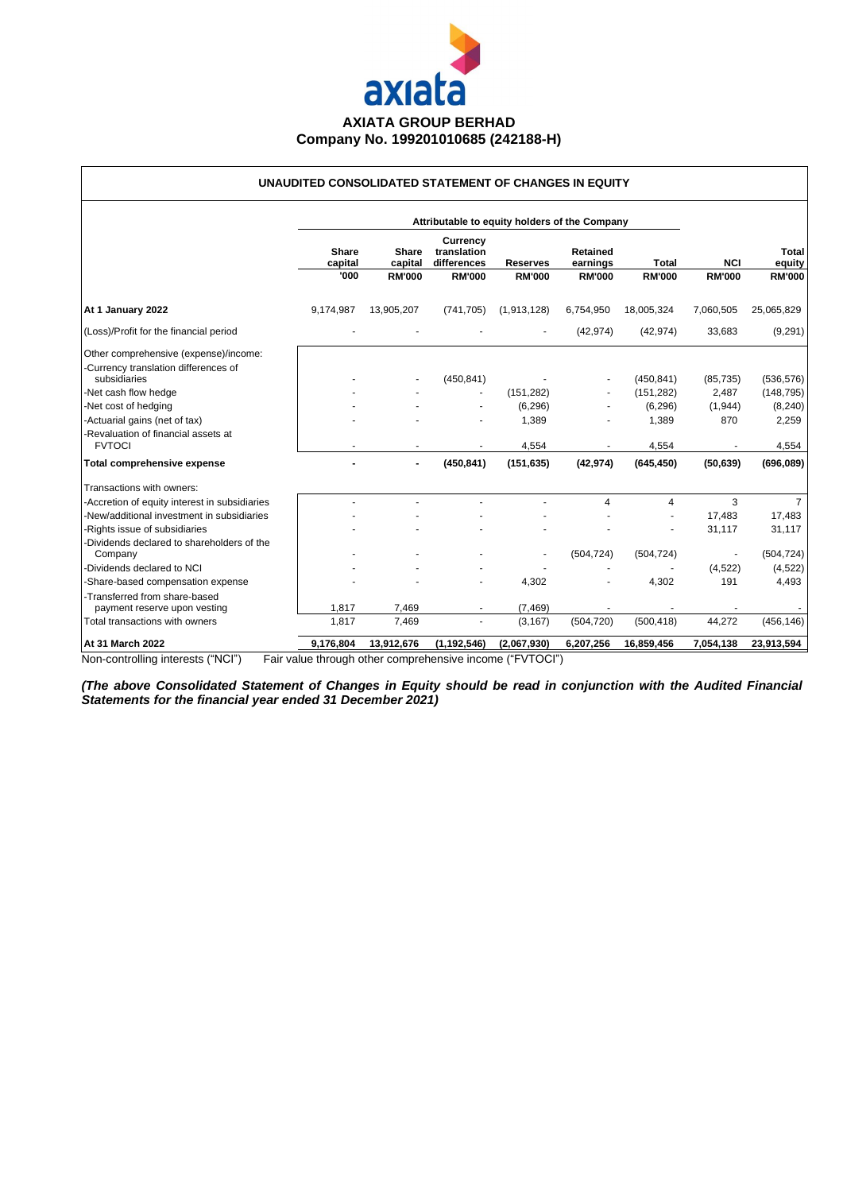**AXIATA GROUP BERHAD**
**Company No. 199201010685 (242188-H)**

## UNAUDITED CONSOLIDATED STATEMENT OF CHANGES IN EQUITY

| | Attributable to equity holders of the Company | | | | | | | |
|---|---|---|---|---|---|---|---|---|
| | **Share capital** | **Share capital** | **Currency translation differences** | **Reserves** | **Retained earnings** | **Total** | **NCI** | **Total equity** |
| | **'000** | **RM'000** | **RM'000** | **RM'000** | **RM'000** | **RM'000** | **RM'000** | **RM'000** |
| **At 1 January 2022** | 9,174,987 | 13,905,207 | (741,705) | (1,913,128) | 6,754,950 | 18,005,324 | 7,060,505 | 25,065,829 |
| (Loss)/Profit for the financial period | - | - | - | - | (42,974) | (42,974) | 33,683 | (9,291) |
| Other comprehensive (expense)/income: | | | | | | | | |
| -Currency translation differences of subsidiaries | - | - | (450,841) | - | - | (450,841) | (85,735) | (536,576) |
| -Net cash flow hedge | - | - | - | (151,282) | - | (151,282) | 2,487 | (148,795) |
| -Net cost of hedging | - | - | - | (6,296) | - | (6,296) | (1,944) | (8,240) |
| -Actuarial gains (net of tax) | - | - | - | 1,389 | - | 1,389 | 870 | 2,259 |
| -Revaluation of financial assets at FVTOCI | - | - | - | 4,554 | - | 4,554 | - | 4,554 |
| **Total comprehensive expense** | **-** | **-** | **(450,841)** | **(151,635)** | **(42,974)** | **(645,450)** | **(50,639)** | **(696,089)** |
| Transactions with owners: | | | | | | | | |
| -Accretion of equity interest in subsidiaries | - | - | - | - | 4 | 4 | 3 | 7 |
| -New/additional investment in subsidiaries | - | - | - | - | - | - | 17,483 | 17,483 |
| -Rights issue of subsidiaries | - | - | - | - | - | - | 31,117 | 31,117 |
| -Dividends declared to shareholders of the Company | - | - | - | - | (504,724) | (504,724) | - | (504,724) |
| -Dividends declared to NCI | - | - | - | - | - | - | (4,522) | (4,522) |
| -Share-based compensation expense | - | - | - | 4,302 | - | 4,302 | 191 | 4,493 |
| -Transferred from share-based payment reserve upon vesting | 1,817 | 7,469 | - | (7,469) | - | - | - | - |
| Total transactions with owners | 1,817 | 7,469 | - | (3,167) | (504,720) | (500,418) | 44,272 | (456,146) |
| **At 31 March 2022** | **9,176,804** | **13,912,676** | **(1,192,546)** | **(2,067,930)** | **6,207,256** | **16,859,456** | **7,054,138** | **23,913,594** |

Non-controlling interests ("NCI") Fair value through other comprehensive income ("FVTOCI")

***(The above Consolidated Statement of Changes in Equity should be read in conjunction with the Audited Financial Statements for the financial year ended 31 December 2021)***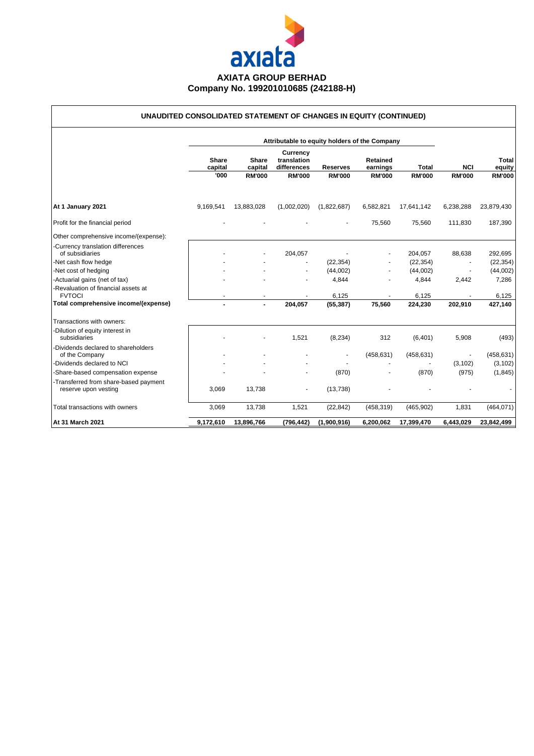**AXIATA GROUP BERHAD**
**Company No. 199201010685 (242188-H)**

## UNAUDITED CONSOLIDATED STATEMENT OF CHANGES IN EQUITY (CONTINUED)

| | Attributable to equity holders of the Company | | | | | | | |
|---|---|---|---|---|---|---|---|---|
| | **Share capital** | **Share capital** | **Currency translation differences** | **Reserves** | **Retained earnings** | **Total** | **NCI** | **Total equity** |
| | **'000** | **RM'000** | **RM'000** | **RM'000** | **RM'000** | **RM'000** | **RM'000** | **RM'000** |
| **At 1 January 2021** | 9,169,541 | 13,883,028 | (1,002,020) | (1,822,687) | 6,582,821 | 17,641,142 | 6,238,288 | 23,879,430 |
| Profit for the financial period | - | - | - | - | 75,560 | 75,560 | 111,830 | 187,390 |
| Other comprehensive income/(expense): | | | | | | | | |
| -Currency translation differences of subsidiaries | - | - | 204,057 | - | - | 204,057 | 88,638 | 292,695 |
| -Net cash flow hedge | - | - | - | (22,354) | - | (22,354) | - | (22,354) |
| -Net cost of hedging | - | - | - | (44,002) | - | (44,002) | - | (44,002) |
| -Actuarial gains (net of tax) | - | - | - | 4,844 | - | 4,844 | 2,442 | 7,286 |
| -Revaluation of financial assets at FVTOCI | - | - | - | 6,125 | - | 6,125 | - | 6,125 |
| **Total comprehensive income/(expense)** | **-** | **-** | **204,057** | **(55,387)** | **75,560** | **224,230** | **202,910** | **427,140** |
| Transactions with owners: | | | | | | | | |
| -Dilution of equity interest in subsidiaries | - | - | 1,521 | (8,234) | 312 | (6,401) | 5,908 | (493) |
| -Dividends declared to shareholders of the Company | - | - | - | - | (458,631) | (458,631) | - | (458,631) |
| -Dividends declared to NCI | - | - | - | - | - | - | (3,102) | (3,102) |
| -Share-based compensation expense | - | - | - | (870) | - | (870) | (975) | (1,845) |
| -Transferred from share-based payment reserve upon vesting | 3,069 | 13,738 | - | (13,738) | - | - | - | - |
| Total transactions with owners | 3,069 | 13,738 | 1,521 | (22,842) | (458,319) | (465,902) | 1,831 | (464,071) |
| **At 31 March 2021** | **9,172,610** | **13,896,766** | **(796,442)** | **(1,900,916)** | **6,200,062** | **17,399,470** | **6,443,029** | **23,842,499** |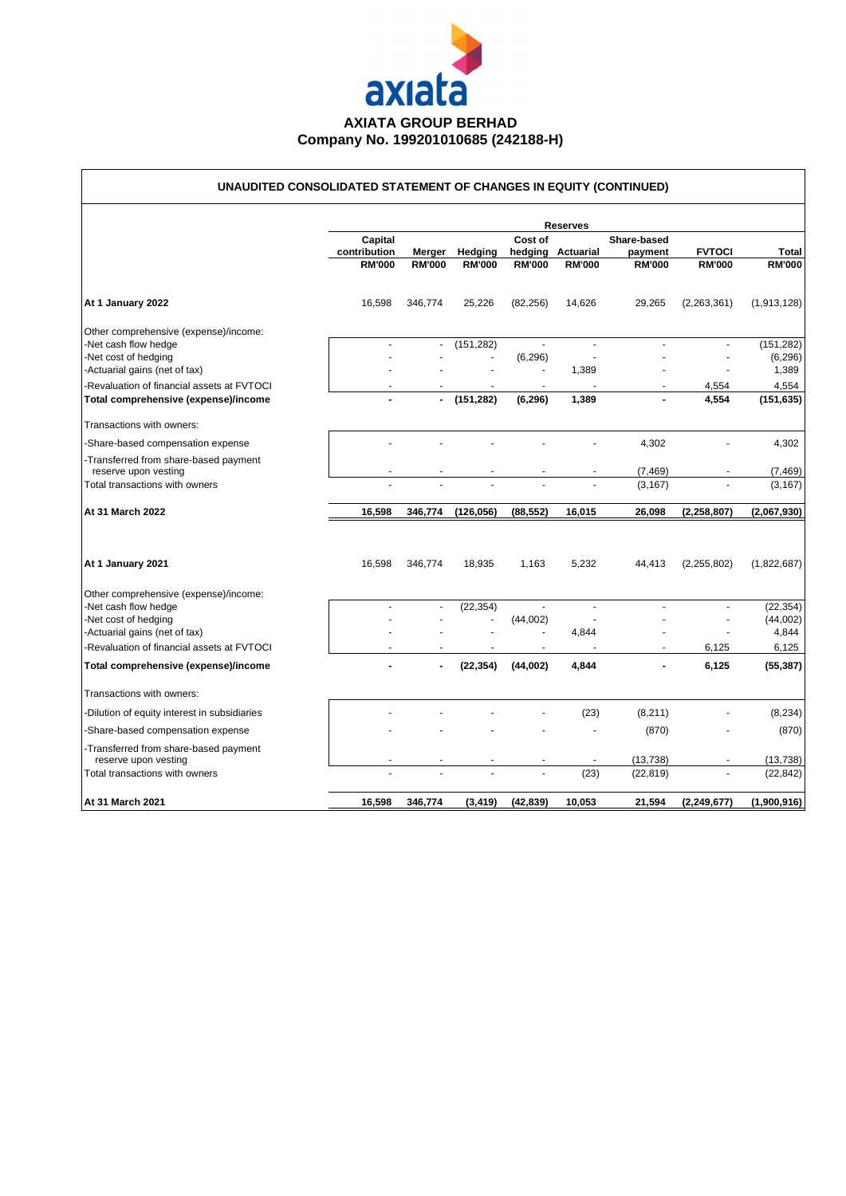**AXIATA GROUP BERHAD**
**Company No. 199201010685 (242188-H)**

## UNAUDITED CONSOLIDATED STATEMENT OF CHANGES IN EQUITY (CONTINUED)

| | Reserves | | | | | | | |
|---|---|---|---|---|---|---|---|---|
| | Capital contribution | Merger | Hedging | Cost of hedging | Actuarial | Share-based payment | FVTOCI | Total |
| | RM'000 | RM'000 | RM'000 | RM'000 | RM'000 | RM'000 | RM'000 | RM'000 |
| **At 1 January 2022** | 16,598 | 346,774 | 25,226 | (82,256) | 14,626 | 29,265 | (2,263,361) | (1,913,128) |
| Other comprehensive (expense)/income: | | | | | | | | |
| -Net cash flow hedge | - | - | (151,282) | - | - | - | - | (151,282) |
| -Net cost of hedging | - | - | - | (6,296) | - | - | - | (6,296) |
| -Actuarial gains (net of tax) | - | - | - | - | 1,389 | - | - | 1,389 |
| -Revaluation of financial assets at FVTOCI | - | - | - | - | - | - | 4,554 | 4,554 |
| **Total comprehensive (expense)/income** | **-** | **-** | **(151,282)** | **(6,296)** | **1,389** | **-** | **4,554** | **(151,635)** |
| Transactions with owners: | | | | | | | | |
| -Share-based compensation expense | - | - | - | - | - | 4,302 | - | 4,302 |
| -Transferred from share-based payment reserve upon vesting | - | - | - | - | - | (7,469) | - | (7,469) |
| Total transactions with owners | - | - | - | - | - | (3,167) | - | (3,167) |
| **At 31 March 2022** | **16,598** | **346,774** | **(126,056)** | **(88,552)** | **16,015** | **26,098** | **(2,258,807)** | **(2,067,930)** |
| | | | | | | | | |
| **At 1 January 2021** | 16,598 | 346,774 | 18,935 | 1,163 | 5,232 | 44,413 | (2,255,802) | (1,822,687) |
| Other comprehensive (expense)/income: | | | | | | | | |
| -Net cash flow hedge | - | - | (22,354) | - | - | - | - | (22,354) |
| -Net cost of hedging | - | - | - | (44,002) | - | - | - | (44,002) |
| -Actuarial gains (net of tax) | - | - | - | - | 4,844 | - | - | 4,844 |
| -Revaluation of financial assets at FVTOCI | - | - | - | - | - | - | 6,125 | 6,125 |
| **Total comprehensive (expense)/income** | **-** | **-** | **(22,354)** | **(44,002)** | **4,844** | **-** | **6,125** | **(55,387)** |
| Transactions with owners: | | | | | | | | |
| -Dilution of equity interest in subsidiaries | - | - | - | - | (23) | (8,211) | - | (8,234) |
| -Share-based compensation expense | - | - | - | - | - | (870) | - | (870) |
| -Transferred from share-based payment reserve upon vesting | - | - | - | - | - | (13,738) | - | (13,738) |
| Total transactions with owners | - | - | - | - | (23) | (22,819) | - | (22,842) |
| **At 31 March 2021** | **16,598** | **346,774** | **(3,419)** | **(42,839)** | **10,053** | **21,594** | **(2,249,677)** | **(1,900,916)** |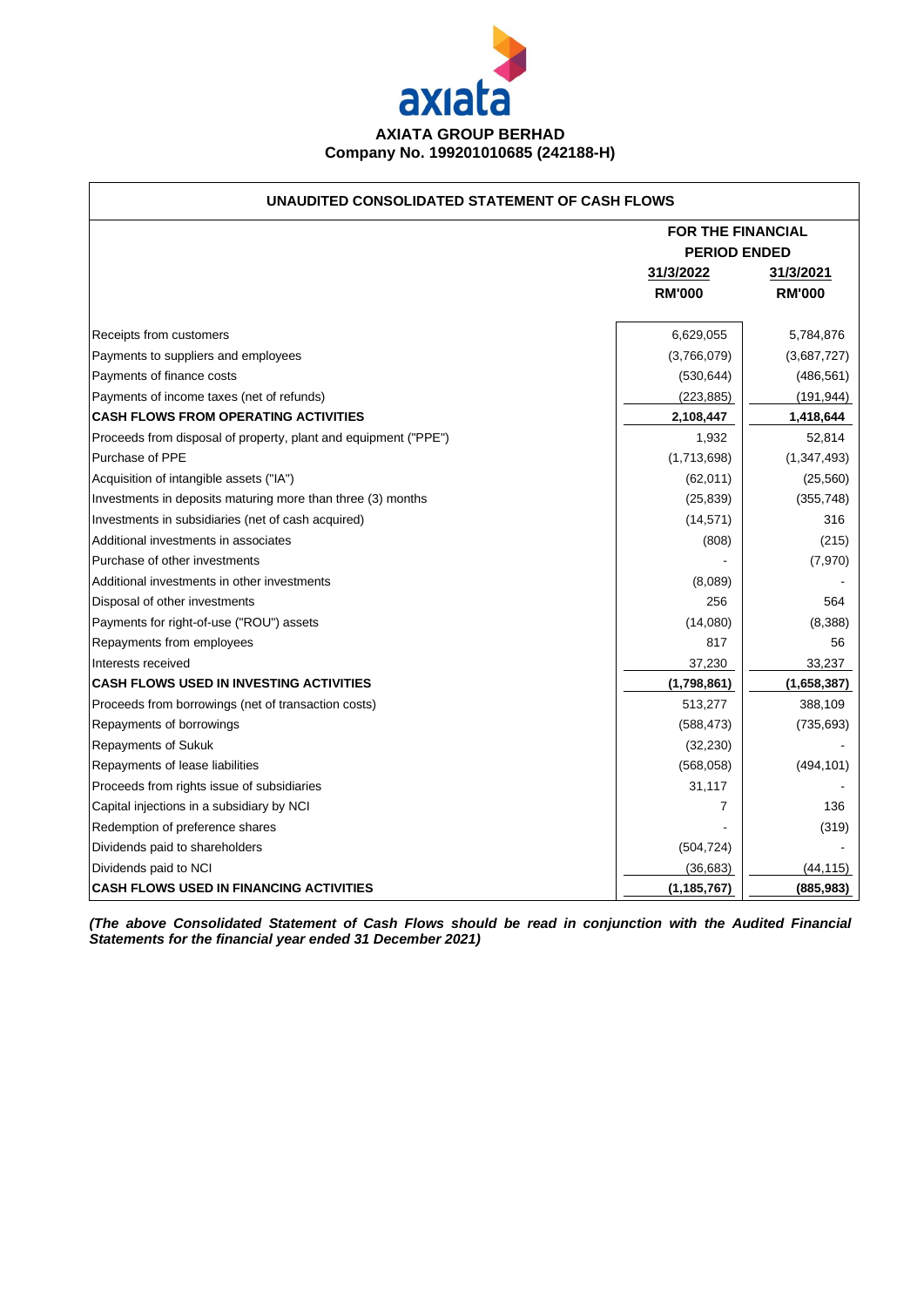**AXIATA GROUP BERHAD**
**Company No. 199201010685 (242188-H)**

## UNAUDITED CONSOLIDATED STATEMENT OF CASH FLOWS

| | FOR THE FINANCIAL PERIOD ENDED | |
|---|---|---|
| | 31/3/2022 | 31/3/2021 |
| | RM'000 | RM'000 |
| Receipts from customers | 6,629,055 | 5,784,876 |
| Payments to suppliers and employees | (3,766,079) | (3,687,727) |
| Payments of finance costs | (530,644) | (486,561) |
| Payments of income taxes (net of refunds) | (223,885) | (191,944) |
| **CASH FLOWS FROM OPERATING ACTIVITIES** | **2,108,447** | **1,418,644** |
| Proceeds from disposal of property, plant and equipment ("PPE") | 1,932 | 52,814 |
| Purchase of PPE | (1,713,698) | (1,347,493) |
| Acquisition of intangible assets ("IA") | (62,011) | (25,560) |
| Investments in deposits maturing more than three (3) months | (25,839) | (355,748) |
| Investments in subsidiaries (net of cash acquired) | (14,571) | 316 |
| Additional investments in associates | (808) | (215) |
| Purchase of other investments | - | (7,970) |
| Additional investments in other investments | (8,089) | - |
| Disposal of other investments | 256 | 564 |
| Payments for right-of-use ("ROU") assets | (14,080) | (8,388) |
| Repayments from employees | 817 | 56 |
| Interests received | 37,230 | 33,237 |
| **CASH FLOWS USED IN INVESTING ACTIVITIES** | **(1,798,861)** | **(1,658,387)** |
| Proceeds from borrowings (net of transaction costs) | 513,277 | 388,109 |
| Repayments of borrowings | (588,473) | (735,693) |
| Repayments of Sukuk | (32,230) | - |
| Repayments of lease liabilities | (568,058) | (494,101) |
| Proceeds from rights issue of subsidiaries | 31,117 | - |
| Capital injections in a subsidiary by NCI | 7 | 136 |
| Redemption of preference shares | - | (319) |
| Dividends paid to shareholders | (504,724) | - |
| Dividends paid to NCI | (36,683) | (44,115) |
| **CASH FLOWS USED IN FINANCING ACTIVITIES** | **(1,185,767)** | **(885,983)** |

***(The above Consolidated Statement of Cash Flows should be read in conjunction with the Audited Financial Statements for the financial year ended 31 December 2021)***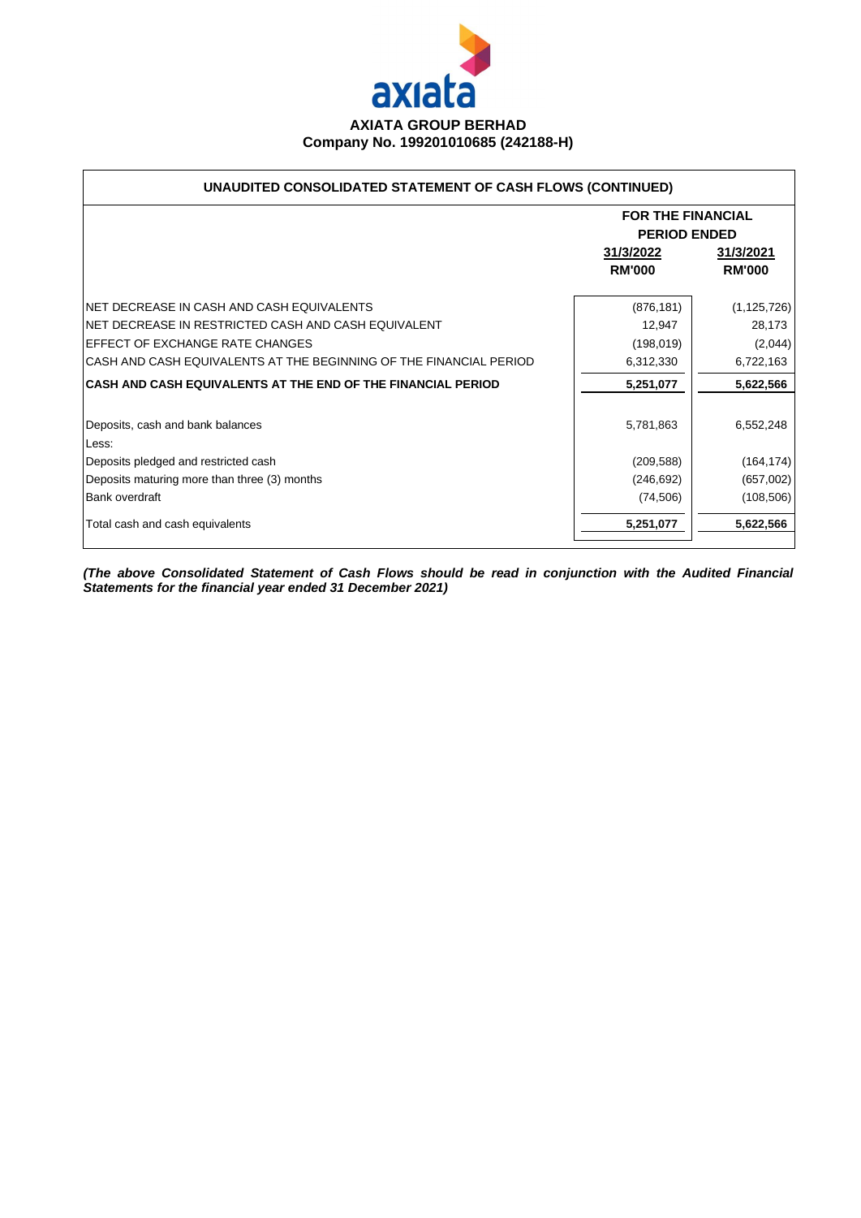**AXIATA GROUP BERHAD**
**Company No. 199201010685 (242188-H)**

## UNAUDITED CONSOLIDATED STATEMENT OF CASH FLOWS (CONTINUED)

| | FOR THE FINANCIAL PERIOD ENDED | |
|---|---|---|
| | 31/3/2022 | 31/3/2021 |
| | RM'000 | RM'000 |
| NET DECREASE IN CASH AND CASH EQUIVALENTS | (876,181) | (1,125,726) |
| NET DECREASE IN RESTRICTED CASH AND CASH EQUIVALENT | 12,947 | 28,173 |
| EFFECT OF EXCHANGE RATE CHANGES | (198,019) | (2,044) |
| CASH AND CASH EQUIVALENTS AT THE BEGINNING OF THE FINANCIAL PERIOD | 6,312,330 | 6,722,163 |
| **CASH AND CASH EQUIVALENTS AT THE END OF THE FINANCIAL PERIOD** | **5,251,077** | **5,622,566** |
| | | |
| Deposits, cash and bank balances | 5,781,863 | 6,552,248 |
| Less: | | |
| Deposits pledged and restricted cash | (209,588) | (164,174) |
| Deposits maturing more than three (3) months | (246,692) | (657,002) |
| Bank overdraft | (74,506) | (108,506) |
| Total cash and cash equivalents | 5,251,077 | 5,622,566 |

***(The above Consolidated Statement of Cash Flows should be read in conjunction with the Audited Financial Statements for the financial year ended 31 December 2021)***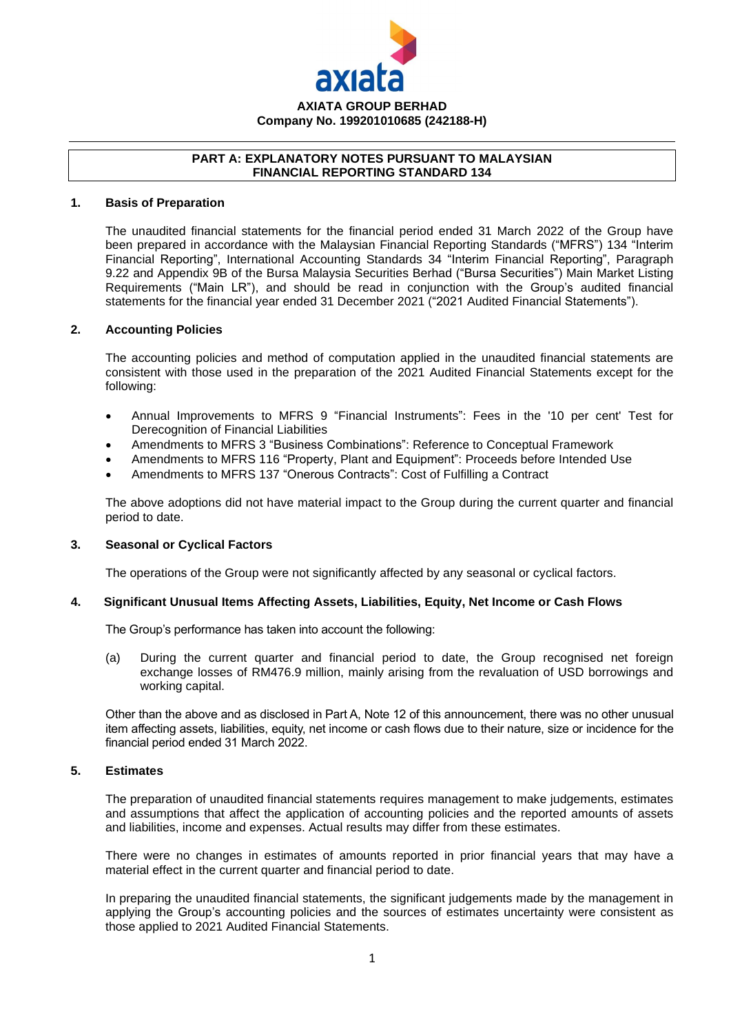**AXIATA GROUP BERHAD**
**Company No. 199201010685 (242188-H)**

## PART A: EXPLANATORY NOTES PURSUANT TO MALAYSIAN FINANCIAL REPORTING STANDARD 134

### 1. Basis of Preparation

The unaudited financial statements for the financial period ended 31 March 2022 of the Group have been prepared in accordance with the Malaysian Financial Reporting Standards ("MFRS") 134 "Interim Financial Reporting", International Accounting Standards 34 "Interim Financial Reporting", Paragraph 9.22 and Appendix 9B of the Bursa Malaysia Securities Berhad ("Bursa Securities") Main Market Listing Requirements ("Main LR"), and should be read in conjunction with the Group's audited financial statements for the financial year ended 31 December 2021 ("2021 Audited Financial Statements").

### 2. Accounting Policies

The accounting policies and method of computation applied in the unaudited financial statements are consistent with those used in the preparation of the 2021 Audited Financial Statements except for the following:

- Annual Improvements to MFRS 9 "Financial Instruments": Fees in the '10 per cent' Test for Derecognition of Financial Liabilities
- Amendments to MFRS 3 "Business Combinations": Reference to Conceptual Framework
- Amendments to MFRS 116 "Property, Plant and Equipment": Proceeds before Intended Use
- Amendments to MFRS 137 "Onerous Contracts": Cost of Fulfilling a Contract

The above adoptions did not have material impact to the Group during the current quarter and financial period to date.

### 3. Seasonal or Cyclical Factors

The operations of the Group were not significantly affected by any seasonal or cyclical factors.

### 4. Significant Unusual Items Affecting Assets, Liabilities, Equity, Net Income or Cash Flows

The Group's performance has taken into account the following:

(a) During the current quarter and financial period to date, the Group recognised net foreign exchange losses of RM476.9 million, mainly arising from the revaluation of USD borrowings and working capital.

Other than the above and as disclosed in Part A, Note 12 of this announcement, there was no other unusual item affecting assets, liabilities, equity, net income or cash flows due to their nature, size or incidence for the financial period ended 31 March 2022.

### 5. Estimates

The preparation of unaudited financial statements requires management to make judgements, estimates and assumptions that affect the application of accounting policies and the reported amounts of assets and liabilities, income and expenses. Actual results may differ from these estimates.

There were no changes in estimates of amounts reported in prior financial years that may have a material effect in the current quarter and financial period to date.

In preparing the unaudited financial statements, the significant judgements made by the management in applying the Group's accounting policies and the sources of estimates uncertainty were consistent as those applied to 2021 Audited Financial Statements.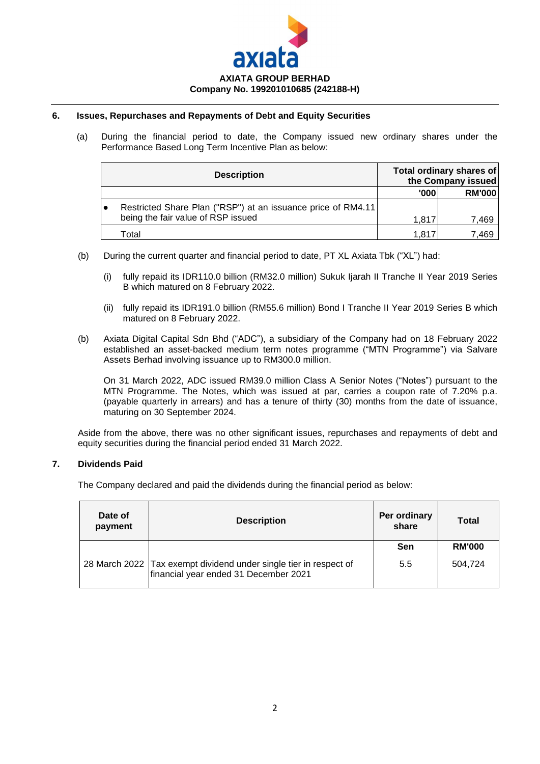## 6. Issues, Repurchases and Repayments of Debt and Equity Securities

(a) During the financial period to date, the Company issued new ordinary shares under the Performance Based Long Term Incentive Plan as below:

| Description | Total ordinary shares of the Company issued | |
|---|---|---|
| | '000 | RM'000 |
| • Restricted Share Plan ("RSP") at an issuance price of RM4.11 being the fair value of RSP issued | 1,817 | 7,469 |
| Total | 1,817 | 7,469 |

(b) During the current quarter and financial period to date, PT XL Axiata Tbk ("XL") had:

(i) fully repaid its IDR110.0 billion (RM32.0 million) Sukuk Ijarah II Tranche II Year 2019 Series B which matured on 8 February 2022.

(ii) fully repaid its IDR191.0 billion (RM55.6 million) Bond I Tranche II Year 2019 Series B which matured on 8 February 2022.

(b) Axiata Digital Capital Sdn Bhd ("ADC"), a subsidiary of the Company had on 18 February 2022 established an asset-backed medium term notes programme ("MTN Programme") via Salvare Assets Berhad involving issuance up to RM300.0 million.

On 31 March 2022, ADC issued RM39.0 million Class A Senior Notes ("Notes") pursuant to the MTN Programme. The Notes, which was issued at par, carries a coupon rate of 7.20% p.a. (payable quarterly in arrears) and has a tenure of thirty (30) months from the date of issuance, maturing on 30 September 2024.

Aside from the above, there was no other significant issues, repurchases and repayments of debt and equity securities during the financial period ended 31 March 2022.

## 7. Dividends Paid

The Company declared and paid the dividends during the financial period as below:

| Date of payment | Description | Per ordinary share | Total |
|---|---|---|---|
| | | Sen | RM'000 |
| 28 March 2022 | Tax exempt dividend under single tier in respect of financial year ended 31 December 2021 | 5.5 | 504,724 |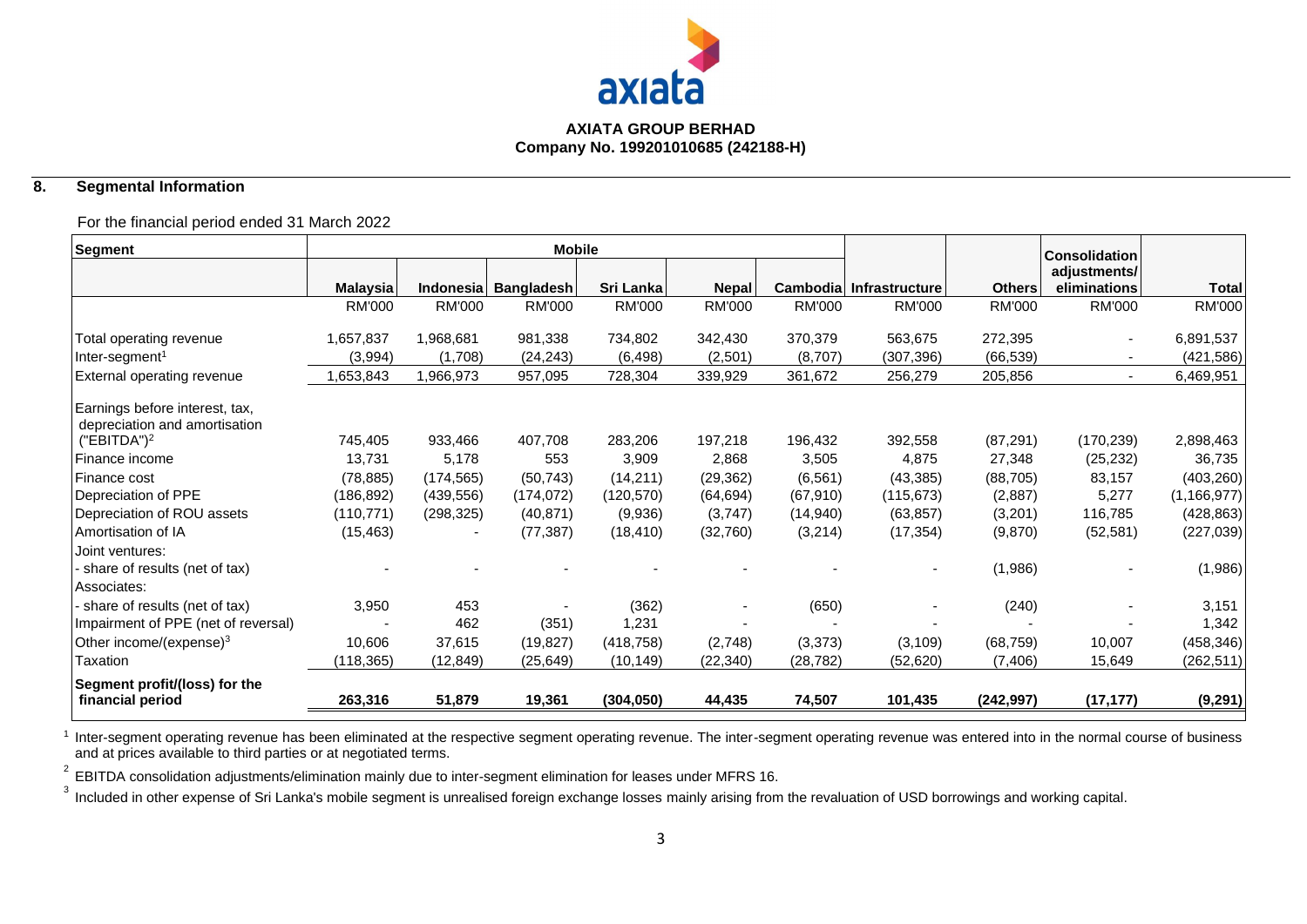**AXIATA GROUP BERHAD**
**Company No. 199201010685 (242188-H)**

## 8. Segmental Information

For the financial period ended 31 March 2022

| Segment | Mobile | | | | | | | | Consolidation adjustments/ | |
|---|---|---|---|---|---|---|---|---|---|---|
| | Malaysia | Indonesia | Bangladesh | Sri Lanka | Nepal | Cambodia | Infrastructure | Others | eliminations | Total |
| | RM'000 | RM'000 | RM'000 | RM'000 | RM'000 | RM'000 | RM'000 | RM'000 | RM'000 | RM'000 |
| Total operating revenue | 1,657,837 | 1,968,681 | 981,338 | 734,802 | 342,430 | 370,379 | 563,675 | 272,395 | - | 6,891,537 |
| Inter-segment[1] | (3,994) | (1,708) | (24,243) | (6,498) | (2,501) | (8,707) | (307,396) | (66,539) | - | (421,586) |
| External operating revenue | 1,653,843 | 1,966,973 | 957,095 | 728,304 | 339,929 | 361,672 | 256,279 | 205,856 | - | 6,469,951 |
| Earnings before interest, tax, depreciation and amortisation ("EBITDA")[2] | 745,405 | 933,466 | 407,708 | 283,206 | 197,218 | 196,432 | 392,558 | (87,291) | (170,239) | 2,898,463 |
| Finance income | 13,731 | 5,178 | 553 | 3,909 | 2,868 | 3,505 | 4,875 | 27,348 | (25,232) | 36,735 |
| Finance cost | (78,885) | (174,565) | (50,743) | (14,211) | (29,362) | (6,561) | (43,385) | (88,705) | 83,157 | (403,260) |
| Depreciation of PPE | (186,892) | (439,556) | (174,072) | (120,570) | (64,694) | (67,910) | (115,673) | (2,887) | 5,277 | (1,166,977) |
| Depreciation of ROU assets | (110,771) | (298,325) | (40,871) | (9,936) | (3,747) | (14,940) | (63,857) | (3,201) | 116,785 | (428,863) |
| Amortisation of IA | (15,463) | - | (77,387) | (18,410) | (32,760) | (3,214) | (17,354) | (9,870) | (52,581) | (227,039) |
| Joint ventures: | | | | | | | | | | |
| - share of results (net of tax) | - | - | - | - | - | - | - | (1,986) | - | (1,986) |
| Associates: | | | | | | | | | | |
| - share of results (net of tax) | 3,950 | 453 | - | (362) | - | (650) | - | (240) | - | 3,151 |
| Impairment of PPE (net of reversal) | - | 462 | (351) | 1,231 | - | - | - | - | - | 1,342 |
| Other income/(expense)[3] | 10,606 | 37,615 | (19,827) | (418,758) | (2,748) | (3,373) | (3,109) | (68,759) | 10,007 | (458,346) |
| Taxation | (118,365) | (12,849) | (25,649) | (10,149) | (22,340) | (28,782) | (52,620) | (7,406) | 15,649 | (262,511) |
| **Segment profit/(loss) for the financial period** | **263,316** | **51,879** | **19,361** | **(304,050)** | **44,435** | **74,507** | **101,435** | **(242,997)** | **(17,177)** | **(9,291)** |

[1] Inter-segment operating revenue has been eliminated at the respective segment operating revenue. The inter-segment operating revenue was entered into in the normal course of business and at prices available to third parties or at negotiated terms.

[2] EBITDA consolidation adjustments/elimination mainly due to inter-segment elimination for leases under MFRS 16.

[3] Included in other expense of Sri Lanka's mobile segment is unrealised foreign exchange losses mainly arising from the revaluation of USD borrowings and working capital.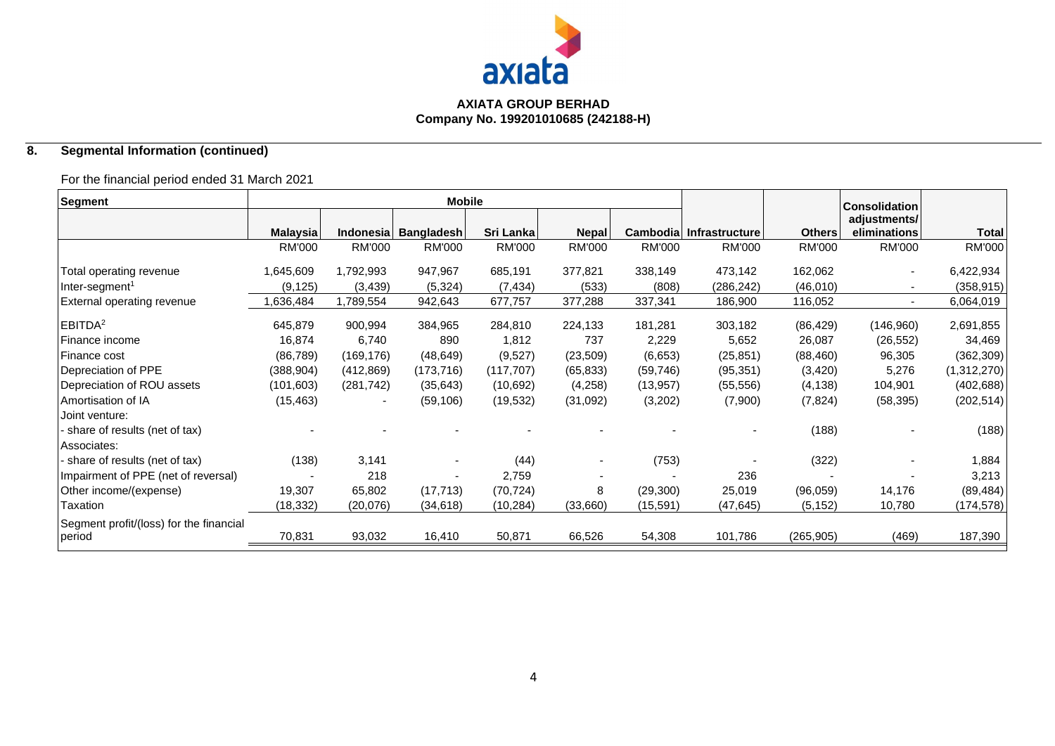**AXIATA GROUP BERHAD**
**Company No. 199201010685 (242188-H)**

## 8. Segmental Information (continued)

For the financial period ended 31 March 2021

| Segment | Mobile | | | | | | | | | |
|---|---|---|---|---|---|---|---|---|---|---|
| | **Malaysia** | **Indonesia** | **Bangladesh** | **Sri Lanka** | **Nepal** | **Cambodia** | **Infrastructure** | **Others** | **Consolidation adjustments/ eliminations** | **Total** |
| | RM'000 | RM'000 | RM'000 | RM'000 | RM'000 | RM'000 | RM'000 | RM'000 | RM'000 | RM'000 |
| Total operating revenue | 1,645,609 | 1,792,993 | 947,967 | 685,191 | 377,821 | 338,149 | 473,142 | 162,062 | - | 6,422,934 |
| Inter-segment[1] | (9,125) | (3,439) | (5,324) | (7,434) | (533) | (808) | (286,242) | (46,010) | - | (358,915) |
| External operating revenue | 1,636,484 | 1,789,554 | 942,643 | 677,757 | 377,288 | 337,341 | 186,900 | 116,052 | - | 6,064,019 |
| EBITDA[2] | 645,879 | 900,994 | 384,965 | 284,810 | 224,133 | 181,281 | 303,182 | (86,429) | (146,960) | 2,691,855 |
| Finance income | 16,874 | 6,740 | 890 | 1,812 | 737 | 2,229 | 5,652 | 26,087 | (26,552) | 34,469 |
| Finance cost | (86,789) | (169,176) | (48,649) | (9,527) | (23,509) | (6,653) | (25,851) | (88,460) | 96,305 | (362,309) |
| Depreciation of PPE | (388,904) | (412,869) | (173,716) | (117,707) | (65,833) | (59,746) | (95,351) | (3,420) | 5,276 | (1,312,270) |
| Depreciation of ROU assets | (101,603) | (281,742) | (35,643) | (10,692) | (4,258) | (13,957) | (55,556) | (4,138) | 104,901 | (402,688) |
| Amortisation of IA | (15,463) | - | (59,106) | (19,532) | (31,092) | (3,202) | (7,900) | (7,824) | (58,395) | (202,514) |
| Joint venture: | | | | | | | | | | |
| - share of results (net of tax) | - | - | - | - | - | - | - | (188) | - | (188) |
| Associates: | | | | | | | | | | |
| - share of results (net of tax) | (138) | 3,141 | - | (44) | - | (753) | - | (322) | - | 1,884 |
| Impairment of PPE (net of reversal) | - | 218 | - | 2,759 | - | - | 236 | - | - | 3,213 |
| Other income/(expense) | 19,307 | 65,802 | (17,713) | (70,724) | 8 | (29,300) | 25,019 | (96,059) | 14,176 | (89,484) |
| Taxation | (18,332) | (20,076) | (34,618) | (10,284) | (33,660) | (15,591) | (47,645) | (5,152) | 10,780 | (174,578) |
| Segment profit/(loss) for the financial period | 70,831 | 93,032 | 16,410 | 50,871 | 66,526 | 54,308 | 101,786 | (265,905) | (469) | 187,390 |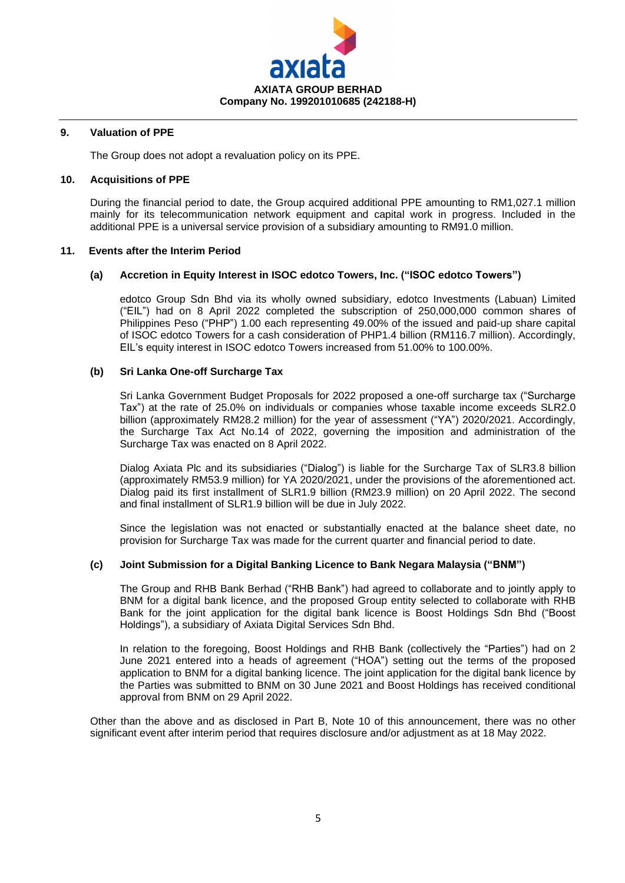## 9. Valuation of PPE

The Group does not adopt a revaluation policy on its PPE.

## 10. Acquisitions of PPE

During the financial period to date, the Group acquired additional PPE amounting to RM1,027.1 million mainly for its telecommunication network equipment and capital work in progress. Included in the additional PPE is a universal service provision of a subsidiary amounting to RM91.0 million.

## 11. Events after the Interim Period

### (a) Accretion in Equity Interest in ISOC edotco Towers, Inc. ("ISOC edotco Towers")

edotco Group Sdn Bhd via its wholly owned subsidiary, edotco Investments (Labuan) Limited ("EIL") had on 8 April 2022 completed the subscription of 250,000,000 common shares of Philippines Peso ("PHP") 1.00 each representing 49.00% of the issued and paid-up share capital of ISOC edotco Towers for a cash consideration of PHP1.4 billion (RM116.7 million). Accordingly, EIL's equity interest in ISOC edotco Towers increased from 51.00% to 100.00%.

### (b) Sri Lanka One-off Surcharge Tax

Sri Lanka Government Budget Proposals for 2022 proposed a one-off surcharge tax ("Surcharge Tax") at the rate of 25.0% on individuals or companies whose taxable income exceeds SLR2.0 billion (approximately RM28.2 million) for the year of assessment ("YA") 2020/2021. Accordingly, the Surcharge Tax Act No.14 of 2022, governing the imposition and administration of the Surcharge Tax was enacted on 8 April 2022.

Dialog Axiata Plc and its subsidiaries ("Dialog") is liable for the Surcharge Tax of SLR3.8 billion (approximately RM53.9 million) for YA 2020/2021, under the provisions of the aforementioned act. Dialog paid its first installment of SLR1.9 billion (RM23.9 million) on 20 April 2022. The second and final installment of SLR1.9 billion will be due in July 2022.

Since the legislation was not enacted or substantially enacted at the balance sheet date, no provision for Surcharge Tax was made for the current quarter and financial period to date.

### (c) Joint Submission for a Digital Banking Licence to Bank Negara Malaysia ("BNM")

The Group and RHB Bank Berhad ("RHB Bank") had agreed to collaborate and to jointly apply to BNM for a digital bank licence, and the proposed Group entity selected to collaborate with RHB Bank for the joint application for the digital bank licence is Boost Holdings Sdn Bhd ("Boost Holdings"), a subsidiary of Axiata Digital Services Sdn Bhd.

In relation to the foregoing, Boost Holdings and RHB Bank (collectively the "Parties") had on 2 June 2021 entered into a heads of agreement ("HOA") setting out the terms of the proposed application to BNM for a digital banking licence. The joint application for the digital bank licence by the Parties was submitted to BNM on 30 June 2021 and Boost Holdings has received conditional approval from BNM on 29 April 2022.

Other than the above and as disclosed in Part B, Note 10 of this announcement, there was no other significant event after interim period that requires disclosure and/or adjustment as at 18 May 2022.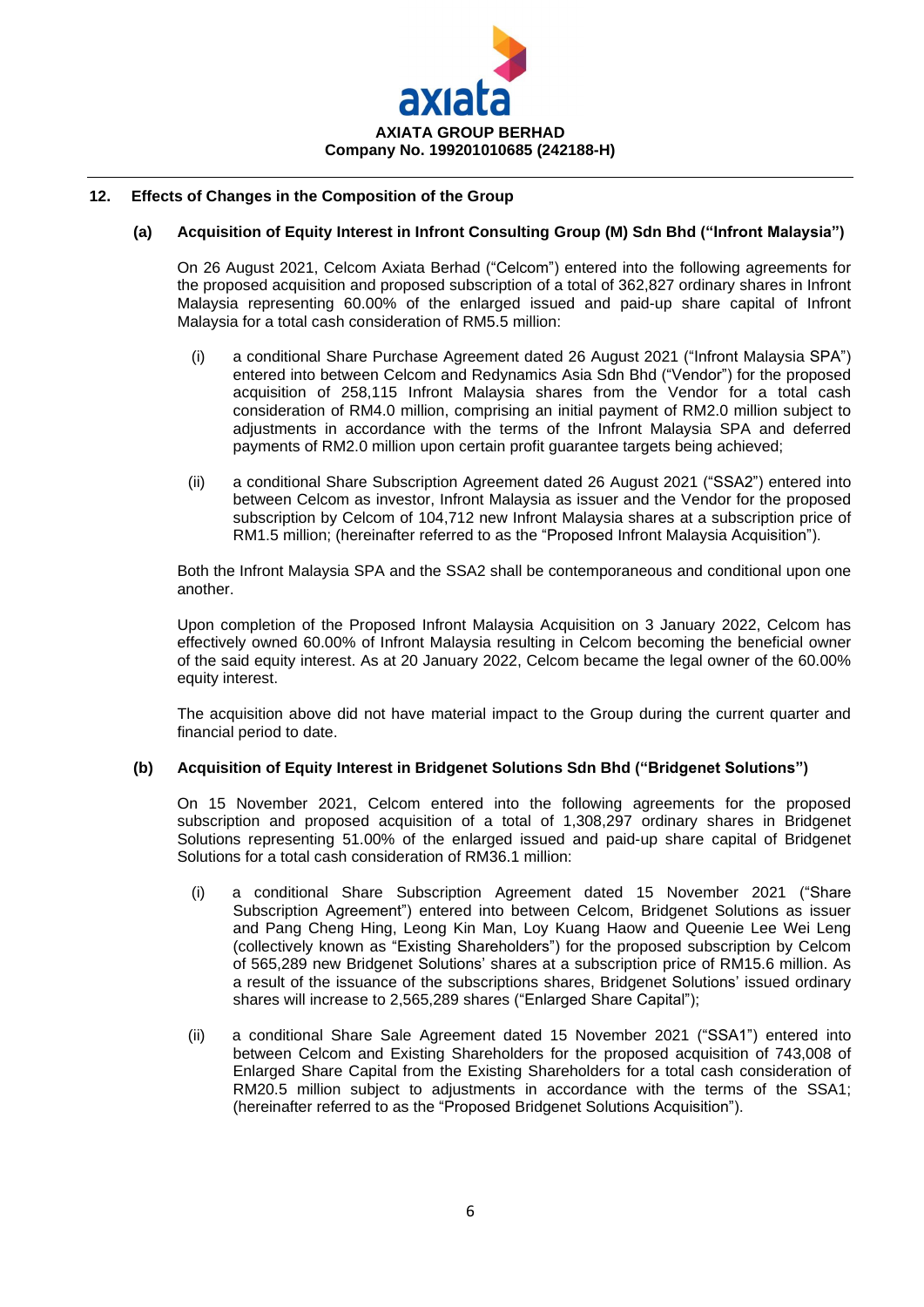## 12. Effects of Changes in the Composition of the Group

### (a) Acquisition of Equity Interest in Infront Consulting Group (M) Sdn Bhd ("Infront Malaysia")

On 26 August 2021, Celcom Axiata Berhad ("Celcom") entered into the following agreements for the proposed acquisition and proposed subscription of a total of 362,827 ordinary shares in Infront Malaysia representing 60.00% of the enlarged issued and paid-up share capital of Infront Malaysia for a total cash consideration of RM5.5 million:

(i) a conditional Share Purchase Agreement dated 26 August 2021 ("Infront Malaysia SPA") entered into between Celcom and Redynamics Asia Sdn Bhd ("Vendor") for the proposed acquisition of 258,115 Infront Malaysia shares from the Vendor for a total cash consideration of RM4.0 million, comprising an initial payment of RM2.0 million subject to adjustments in accordance with the terms of the Infront Malaysia SPA and deferred payments of RM2.0 million upon certain profit guarantee targets being achieved;

(ii) a conditional Share Subscription Agreement dated 26 August 2021 ("SSA2") entered into between Celcom as investor, Infront Malaysia as issuer and the Vendor for the proposed subscription by Celcom of 104,712 new Infront Malaysia shares at a subscription price of RM1.5 million; (hereinafter referred to as the "Proposed Infront Malaysia Acquisition").

Both the Infront Malaysia SPA and the SSA2 shall be contemporaneous and conditional upon one another.

Upon completion of the Proposed Infront Malaysia Acquisition on 3 January 2022, Celcom has effectively owned 60.00% of Infront Malaysia resulting in Celcom becoming the beneficial owner of the said equity interest. As at 20 January 2022, Celcom became the legal owner of the 60.00% equity interest.

The acquisition above did not have material impact to the Group during the current quarter and financial period to date.

### (b) Acquisition of Equity Interest in Bridgenet Solutions Sdn Bhd ("Bridgenet Solutions")

On 15 November 2021, Celcom entered into the following agreements for the proposed subscription and proposed acquisition of a total of 1,308,297 ordinary shares in Bridgenet Solutions representing 51.00% of the enlarged issued and paid-up share capital of Bridgenet Solutions for a total cash consideration of RM36.1 million:

(i) a conditional Share Subscription Agreement dated 15 November 2021 ("Share Subscription Agreement") entered into between Celcom, Bridgenet Solutions as issuer and Pang Cheng Hing, Leong Kin Man, Loy Kuang Haow and Queenie Lee Wei Leng (collectively known as "Existing Shareholders") for the proposed subscription by Celcom of 565,289 new Bridgenet Solutions' shares at a subscription price of RM15.6 million. As a result of the issuance of the subscriptions shares, Bridgenet Solutions' issued ordinary shares will increase to 2,565,289 shares ("Enlarged Share Capital");

(ii) a conditional Share Sale Agreement dated 15 November 2021 ("SSA1") entered into between Celcom and Existing Shareholders for the proposed acquisition of 743,008 of Enlarged Share Capital from the Existing Shareholders for a total cash consideration of RM20.5 million subject to adjustments in accordance with the terms of the SSA1; (hereinafter referred to as the "Proposed Bridgenet Solutions Acquisition").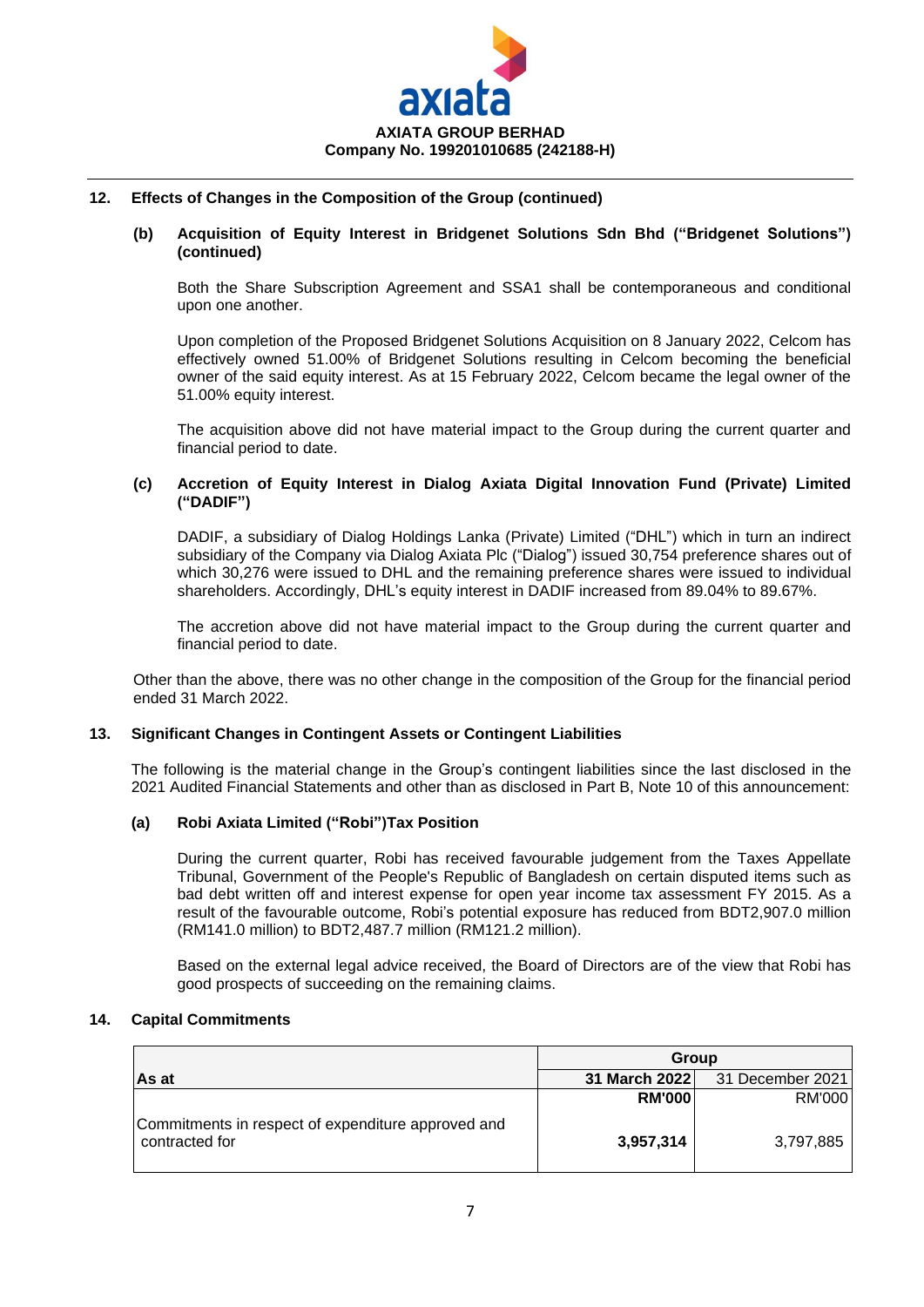## 12. Effects of Changes in the Composition of the Group (continued)

### (b) Acquisition of Equity Interest in Bridgenet Solutions Sdn Bhd ("Bridgenet Solutions") (continued)

Both the Share Subscription Agreement and SSA1 shall be contemporaneous and conditional upon one another.

Upon completion of the Proposed Bridgenet Solutions Acquisition on 8 January 2022, Celcom has effectively owned 51.00% of Bridgenet Solutions resulting in Celcom becoming the beneficial owner of the said equity interest. As at 15 February 2022, Celcom became the legal owner of the 51.00% equity interest.

The acquisition above did not have material impact to the Group during the current quarter and financial period to date.

### (c) Accretion of Equity Interest in Dialog Axiata Digital Innovation Fund (Private) Limited ("DADIF")

DADIF, a subsidiary of Dialog Holdings Lanka (Private) Limited ("DHL") which in turn an indirect subsidiary of the Company via Dialog Axiata Plc ("Dialog") issued 30,754 preference shares out of which 30,276 were issued to DHL and the remaining preference shares were issued to individual shareholders. Accordingly, DHL's equity interest in DADIF increased from 89.04% to 89.67%.

The accretion above did not have material impact to the Group during the current quarter and financial period to date.

Other than the above, there was no other change in the composition of the Group for the financial period ended 31 March 2022.

## 13. Significant Changes in Contingent Assets or Contingent Liabilities

The following is the material change in the Group's contingent liabilities since the last disclosed in the 2021 Audited Financial Statements and other than as disclosed in Part B, Note 10 of this announcement:

### (a) Robi Axiata Limited ("Robi")Tax Position

During the current quarter, Robi has received favourable judgement from the Taxes Appellate Tribunal, Government of the People's Republic of Bangladesh on certain disputed items such as bad debt written off and interest expense for open year income tax assessment FY 2015. As a result of the favourable outcome, Robi's potential exposure has reduced from BDT2,907.0 million (RM141.0 million) to BDT2,487.7 million (RM121.2 million).

Based on the external legal advice received, the Board of Directors are of the view that Robi has good prospects of succeeding on the remaining claims.

## 14. Capital Commitments

| As at | Group | |
|---|---|---|
| | **31 March 2022** | 31 December 2021 |
| | **RM'000** | RM'000 |
| Commitments in respect of expenditure approved and contracted for | **3,957,314** | 3,797,885 |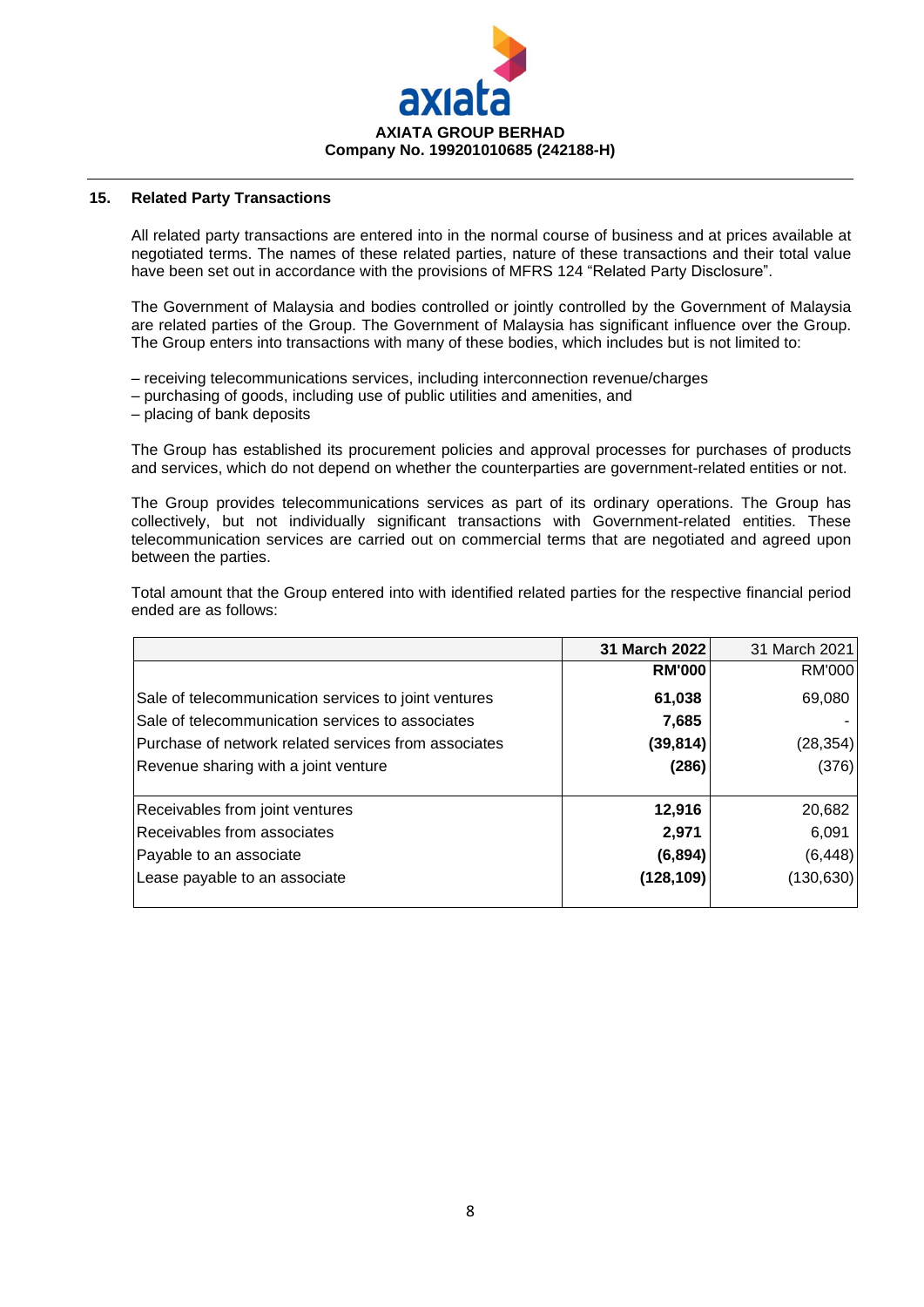**AXIATA GROUP BERHAD**
**Company No. 199201010685 (242188-H)**

## 15. Related Party Transactions

All related party transactions are entered into in the normal course of business and at prices available at negotiated terms. The names of these related parties, nature of these transactions and their total value have been set out in accordance with the provisions of MFRS 124 "Related Party Disclosure".

The Government of Malaysia and bodies controlled or jointly controlled by the Government of Malaysia are related parties of the Group. The Government of Malaysia has significant influence over the Group. The Group enters into transactions with many of these bodies, which includes but is not limited to:

– receiving telecommunications services, including interconnection revenue/charges
– purchasing of goods, including use of public utilities and amenities, and
– placing of bank deposits

The Group has established its procurement policies and approval processes for purchases of products and services, which do not depend on whether the counterparties are government-related entities or not.

The Group provides telecommunications services as part of its ordinary operations. The Group has collectively, but not individually significant transactions with Government-related entities. These telecommunication services are carried out on commercial terms that are negotiated and agreed upon between the parties.

Total amount that the Group entered into with identified related parties for the respective financial period ended are as follows:

| | **31 March 2022** | 31 March 2021 |
|---|---|---|
| | **RM'000** | RM'000 |
| Sale of telecommunication services to joint ventures | **61,038** | 69,080 |
| Sale of telecommunication services to associates | **7,685** | - |
| Purchase of network related services from associates | **(39,814)** | (28,354) |
| Revenue sharing with a joint venture | **(286)** | (376) |
| Receivables from joint ventures | **12,916** | 20,682 |
| Receivables from associates | **2,971** | 6,091 |
| Payable to an associate | **(6,894)** | (6,448) |
| Lease payable to an associate | **(128,109)** | (130,630) |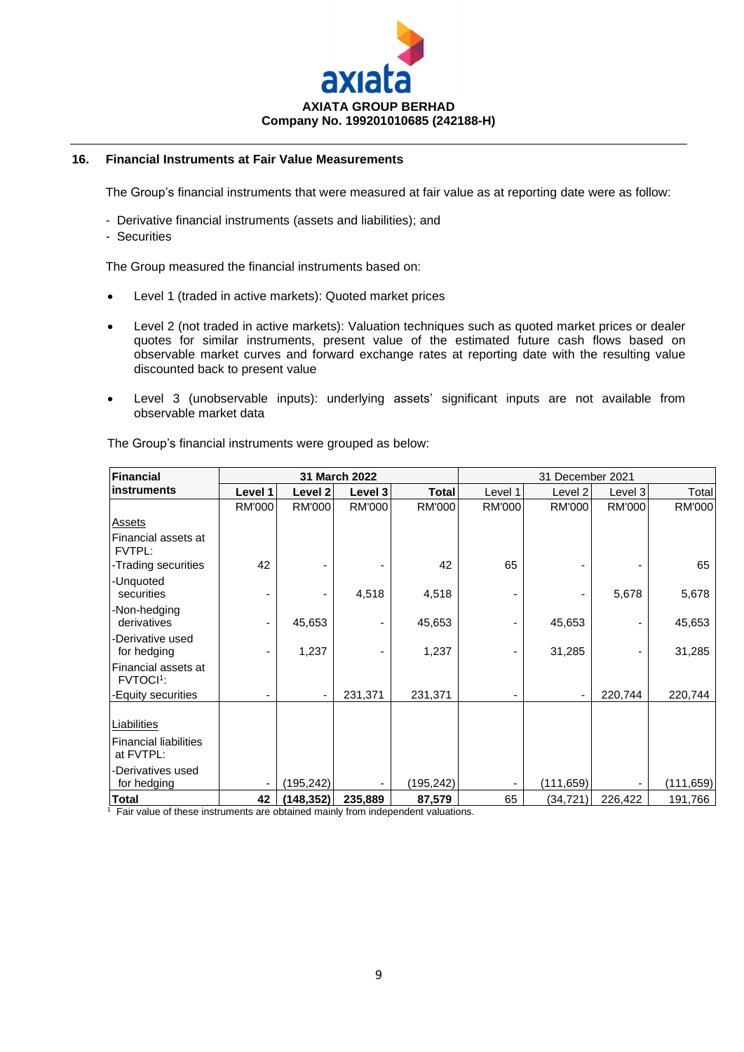**AXIATA GROUP BERHAD**
**Company No. 199201010685 (242188-H)**

## 16. Financial Instruments at Fair Value Measurements

The Group's financial instruments that were measured at fair value as at reporting date were as follow:

- Derivative financial instruments (assets and liabilities); and
- Securities

The Group measured the financial instruments based on:

- Level 1 (traded in active markets): Quoted market prices
- Level 2 (not traded in active markets): Valuation techniques such as quoted market prices or dealer quotes for similar instruments, present value of the estimated future cash flows based on observable market curves and forward exchange rates at reporting date with the resulting value discounted back to present value
- Level 3 (unobservable inputs): underlying assets' significant inputs are not available from observable market data

The Group's financial instruments were grouped as below:

| **Financial instruments** | **31 March 2022** | | | | 31 December 2021 | | | |
|---|---|---|---|---|---|---|---|---|
| | **Level 1** | **Level 2** | **Level 3** | **Total** | Level 1 | Level 2 | Level 3 | Total |
| | RM'000 | RM'000 | RM'000 | RM'000 | RM'000 | RM'000 | RM'000 | RM'000 |
| Assets | | | | | | | | |
| Financial assets at FVTPL: | | | | | | | | |
| -Trading securities | 42 | - | - | 42 | 65 | - | - | 65 |
| -Unquoted securities | - | - | 4,518 | 4,518 | - | - | 5,678 | 5,678 |
| -Non-hedging derivatives | - | 45,653 | - | 45,653 | - | 45,653 | - | 45,653 |
| -Derivative used for hedging | - | 1,237 | - | 1,237 | - | 31,285 | - | 31,285 |
| Financial assets at FVTOCI[1]: | | | | | | | | |
| -Equity securities | - | - | 231,371 | 231,371 | - | - | 220,744 | 220,744 |
| Liabilities | | | | | | | | |
| Financial liabilities at FVTPL: | | | | | | | | |
| -Derivatives used for hedging | - | (195,242) | - | (195,242) | - | (111,659) | - | (111,659) |
| **Total** | **42** | **(148,352)** | **235,889** | **87,579** | 65 | (34,721) | 226,422 | 191,766 |

[1] Fair value of these instruments are obtained mainly from independent valuations.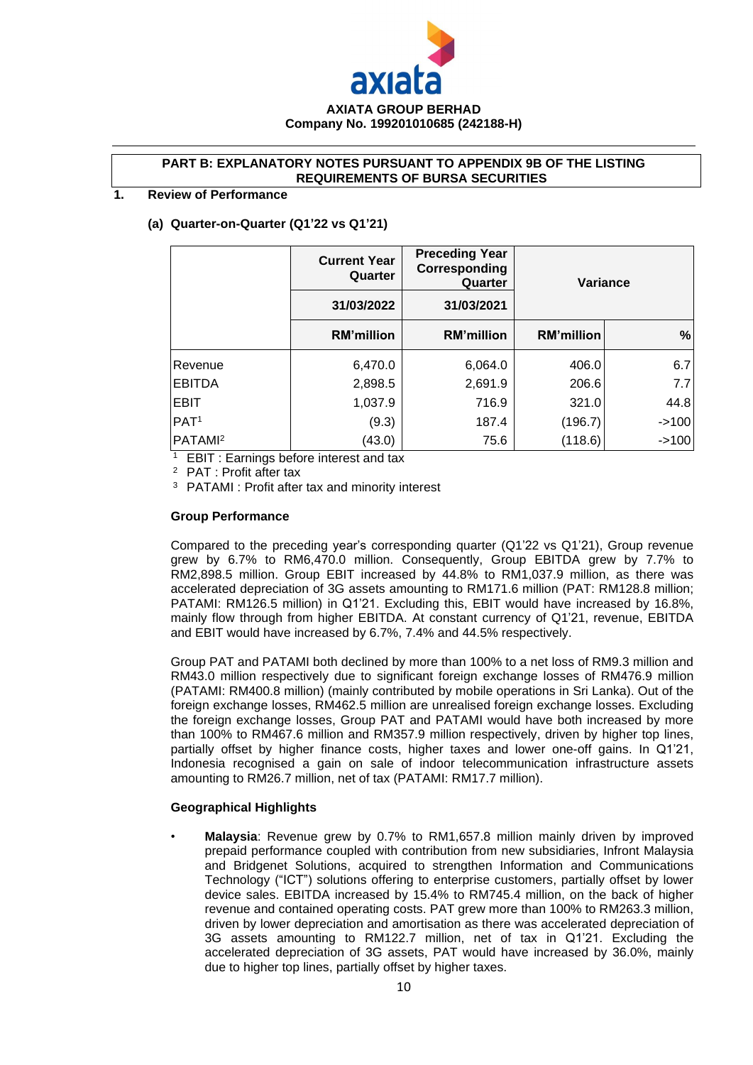**AXIATA GROUP BERHAD**
**Company No. 199201010685 (242188-H)**

**PART B: EXPLANATORY NOTES PURSUANT TO APPENDIX 9B OF THE LISTING REQUIREMENTS OF BURSA SECURITIES**

## 1. Review of Performance

### (a) Quarter-on-Quarter (Q1'22 vs Q1'21)

| | Current Year Quarter | Preceding Year Corresponding Quarter | Variance | |
|---|---|---|---|---|
| | 31/03/2022 | 31/03/2021 | | |
| | RM'million | RM'million | RM'million | % |
| Revenue | 6,470.0 | 6,064.0 | 406.0 | 6.7 |
| EBITDA | 2,898.5 | 2,691.9 | 206.6 | 7.7 |
| EBIT | 1,037.9 | 716.9 | 321.0 | 44.8 |
| PAT[1] | (9.3) | 187.4 | (196.7) | ->100 |
| PATAMI[2] | (43.0) | 75.6 | (118.6) | ->100 |

[1] EBIT : Earnings before interest and tax
[2] PAT : Profit after tax
[3] PATAMI : Profit after tax and minority interest

**Group Performance**

Compared to the preceding year's corresponding quarter (Q1'22 vs Q1'21), Group revenue grew by 6.7% to RM6,470.0 million. Consequently, Group EBITDA grew by 7.7% to RM2,898.5 million. Group EBIT increased by 44.8% to RM1,037.9 million, as there was accelerated depreciation of 3G assets amounting to RM171.6 million (PAT: RM128.8 million; PATAMI: RM126.5 million) in Q1'21. Excluding this, EBIT would have increased by 16.8%, mainly flow through from higher EBITDA. At constant currency of Q1'21, revenue, EBITDA and EBIT would have increased by 6.7%, 7.4% and 44.5% respectively.

Group PAT and PATAMI both declined by more than 100% to a net loss of RM9.3 million and RM43.0 million respectively due to significant foreign exchange losses of RM476.9 million (PATAMI: RM400.8 million) (mainly contributed by mobile operations in Sri Lanka). Out of the foreign exchange losses, RM462.5 million are unrealised foreign exchange losses. Excluding the foreign exchange losses, Group PAT and PATAMI would have both increased by more than 100% to RM467.6 million and RM357.9 million respectively, driven by higher top lines, partially offset by higher finance costs, higher taxes and lower one-off gains. In Q1'21, Indonesia recognised a gain on sale of indoor telecommunication infrastructure assets amounting to RM26.7 million, net of tax (PATAMI: RM17.7 million).

**Geographical Highlights**

- **Malaysia**: Revenue grew by 0.7% to RM1,657.8 million mainly driven by improved prepaid performance coupled with contribution from new subsidiaries, Infront Malaysia and Bridgenet Solutions, acquired to strengthen Information and Communications Technology ("ICT") solutions offering to enterprise customers, partially offset by lower device sales. EBITDA increased by 15.4% to RM745.4 million, on the back of higher revenue and contained operating costs. PAT grew more than 100% to RM263.3 million, driven by lower depreciation and amortisation as there was accelerated depreciation of 3G assets amounting to RM122.7 million, net of tax in Q1'21. Excluding the accelerated depreciation of 3G assets, PAT would have increased by 36.0%, mainly due to higher top lines, partially offset by higher taxes.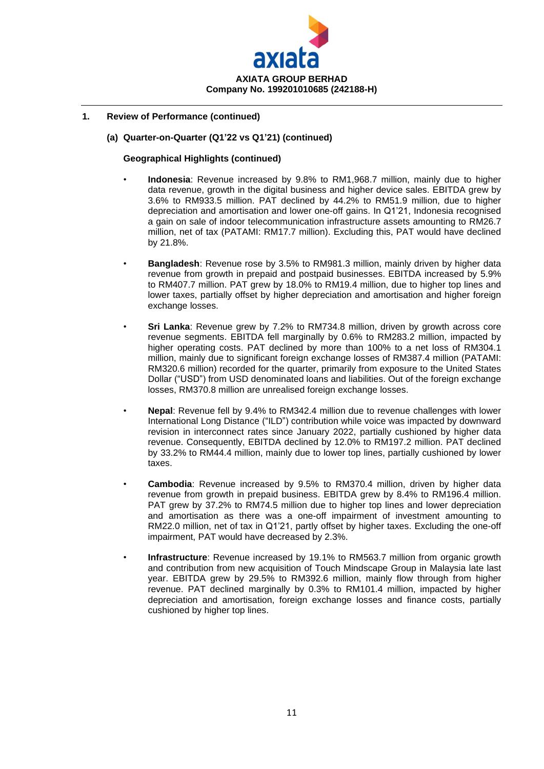**AXIATA GROUP BERHAD**
**Company No. 199201010685 (242188-H)**

## 1. Review of Performance (continued)

### (a) Quarter-on-Quarter (Q1'22 vs Q1'21) (continued)

#### Geographical Highlights (continued)

- **Indonesia**: Revenue increased by 9.8% to RM1,968.7 million, mainly due to higher data revenue, growth in the digital business and higher device sales. EBITDA grew by 3.6% to RM933.5 million. PAT declined by 44.2% to RM51.9 million, due to higher depreciation and amortisation and lower one-off gains. In Q1'21, Indonesia recognised a gain on sale of indoor telecommunication infrastructure assets amounting to RM26.7 million, net of tax (PATAMI: RM17.7 million). Excluding this, PAT would have declined by 21.8%.

- **Bangladesh**: Revenue rose by 3.5% to RM981.3 million, mainly driven by higher data revenue from growth in prepaid and postpaid businesses. EBITDA increased by 5.9% to RM407.7 million. PAT grew by 18.0% to RM19.4 million, due to higher top lines and lower taxes, partially offset by higher depreciation and amortisation and higher foreign exchange losses.

- **Sri Lanka**: Revenue grew by 7.2% to RM734.8 million, driven by growth across core revenue segments. EBITDA fell marginally by 0.6% to RM283.2 million, impacted by higher operating costs. PAT declined by more than 100% to a net loss of RM304.1 million, mainly due to significant foreign exchange losses of RM387.4 million (PATAMI: RM320.6 million) recorded for the quarter, primarily from exposure to the United States Dollar ("USD") from USD denominated loans and liabilities. Out of the foreign exchange losses, RM370.8 million are unrealised foreign exchange losses.

- **Nepal**: Revenue fell by 9.4% to RM342.4 million due to revenue challenges with lower International Long Distance ("ILD") contribution while voice was impacted by downward revision in interconnect rates since January 2022, partially cushioned by higher data revenue. Consequently, EBITDA declined by 12.0% to RM197.2 million. PAT declined by 33.2% to RM44.4 million, mainly due to lower top lines, partially cushioned by lower taxes.

- **Cambodia**: Revenue increased by 9.5% to RM370.4 million, driven by higher data revenue from growth in prepaid business. EBITDA grew by 8.4% to RM196.4 million. PAT grew by 37.2% to RM74.5 million due to higher top lines and lower depreciation and amortisation as there was a one-off impairment of investment amounting to RM22.0 million, net of tax in Q1'21, partly offset by higher taxes. Excluding the one-off impairment, PAT would have decreased by 2.3%.

- **Infrastructure**: Revenue increased by 19.1% to RM563.7 million from organic growth and contribution from new acquisition of Touch Mindscape Group in Malaysia late last year. EBITDA grew by 29.5% to RM392.6 million, mainly flow through from higher revenue. PAT declined marginally by 0.3% to RM101.4 million, impacted by higher depreciation and amortisation, foreign exchange losses and finance costs, partially cushioned by higher top lines.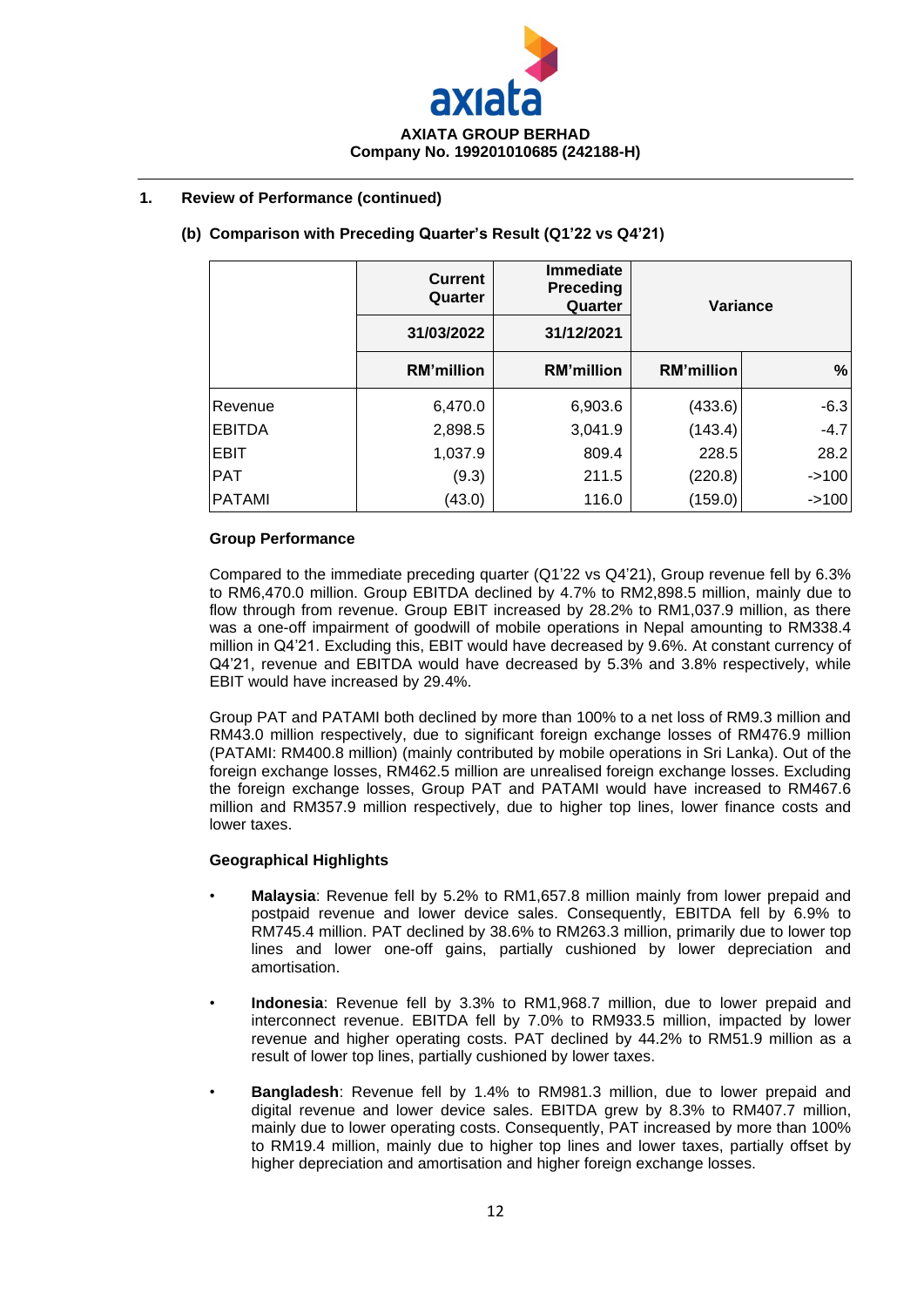## 1. Review of Performance (continued)

### (b) Comparison with Preceding Quarter's Result (Q1'22 vs Q4'21)

| | Current Quarter | Immediate Preceding Quarter | Variance | |
|---|---|---|---|---|
| | 31/03/2022 | 31/12/2021 | | |
| | RM'million | RM'million | RM'million | % |
| Revenue | 6,470.0 | 6,903.6 | (433.6) | -6.3 |
| EBITDA | 2,898.5 | 3,041.9 | (143.4) | -4.7 |
| EBIT | 1,037.9 | 809.4 | 228.5 | 28.2 |
| PAT | (9.3) | 211.5 | (220.8) | ->100 |
| PATAMI | (43.0) | 116.0 | (159.0) | ->100 |

**Group Performance**

Compared to the immediate preceding quarter (Q1'22 vs Q4'21), Group revenue fell by 6.3% to RM6,470.0 million. Group EBITDA declined by 4.7% to RM2,898.5 million, mainly due to flow through from revenue. Group EBIT increased by 28.2% to RM1,037.9 million, as there was a one-off impairment of goodwill of mobile operations in Nepal amounting to RM338.4 million in Q4'21. Excluding this, EBIT would have decreased by 9.6%. At constant currency of Q4'21, revenue and EBITDA would have decreased by 5.3% and 3.8% respectively, while EBIT would have increased by 29.4%.

Group PAT and PATAMI both declined by more than 100% to a net loss of RM9.3 million and RM43.0 million respectively, due to significant foreign exchange losses of RM476.9 million (PATAMI: RM400.8 million) (mainly contributed by mobile operations in Sri Lanka). Out of the foreign exchange losses, RM462.5 million are unrealised foreign exchange losses. Excluding the foreign exchange losses, Group PAT and PATAMI would have increased to RM467.6 million and RM357.9 million respectively, due to higher top lines, lower finance costs and lower taxes.

**Geographical Highlights**

- **Malaysia**: Revenue fell by 5.2% to RM1,657.8 million mainly from lower prepaid and postpaid revenue and lower device sales. Consequently, EBITDA fell by 6.9% to RM745.4 million. PAT declined by 38.6% to RM263.3 million, primarily due to lower top lines and lower one-off gains, partially cushioned by lower depreciation and amortisation.

- **Indonesia**: Revenue fell by 3.3% to RM1,968.7 million, due to lower prepaid and interconnect revenue. EBITDA fell by 7.0% to RM933.5 million, impacted by lower revenue and higher operating costs. PAT declined by 44.2% to RM51.9 million as a result of lower top lines, partially cushioned by lower taxes.

- **Bangladesh**: Revenue fell by 1.4% to RM981.3 million, due to lower prepaid and digital revenue and lower device sales. EBITDA grew by 8.3% to RM407.7 million, mainly due to lower operating costs. Consequently, PAT increased by more than 100% to RM19.4 million, mainly due to higher top lines and lower taxes, partially offset by higher depreciation and amortisation and higher foreign exchange losses.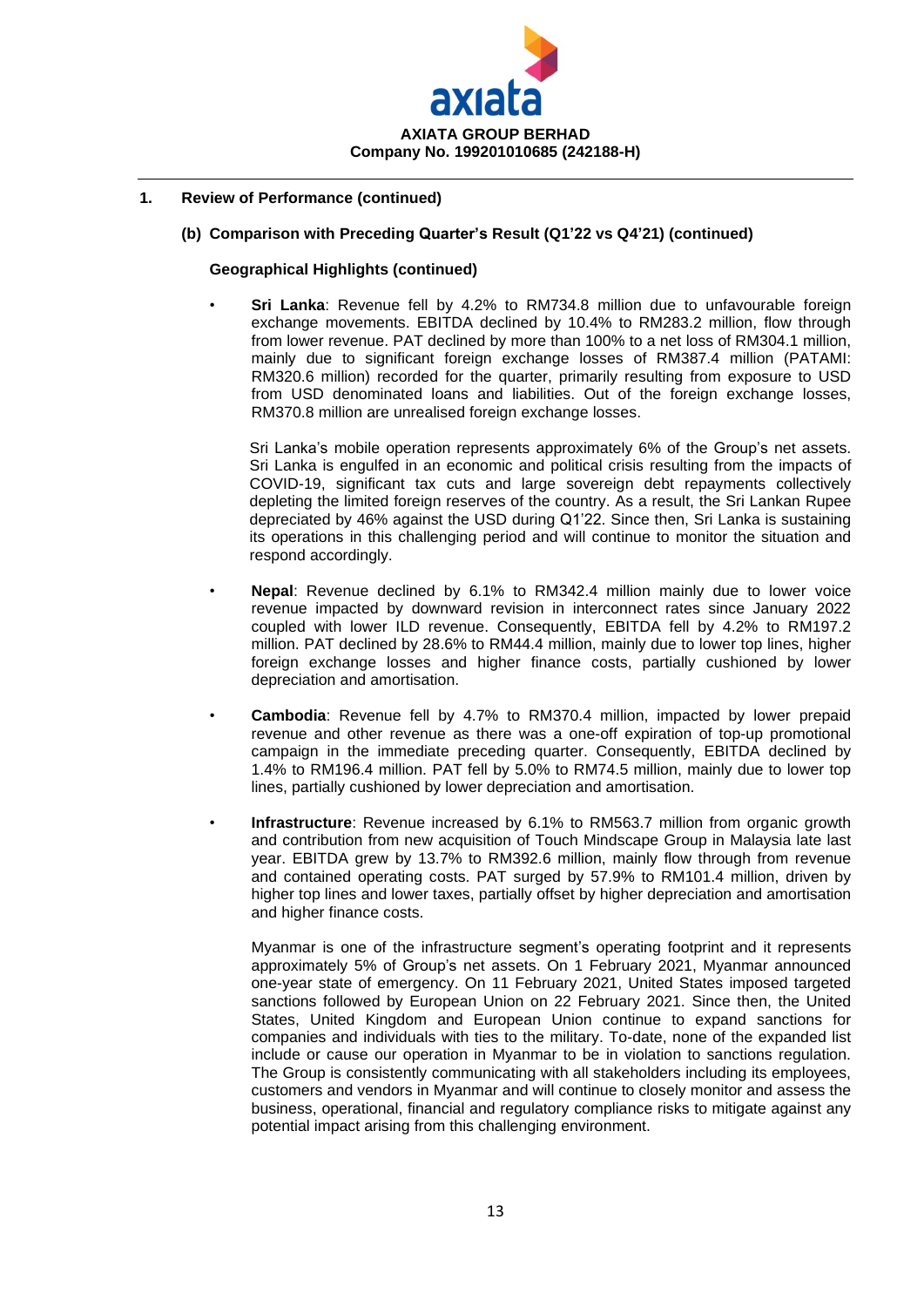## 1. Review of Performance (continued)

### (b) Comparison with Preceding Quarter's Result (Q1'22 vs Q4'21) (continued)

#### Geographical Highlights (continued)

- **Sri Lanka**: Revenue fell by 4.2% to RM734.8 million due to unfavourable foreign exchange movements. EBITDA declined by 10.4% to RM283.2 million, flow through from lower revenue. PAT declined by more than 100% to a net loss of RM304.1 million, mainly due to significant foreign exchange losses of RM387.4 million (PATAMI: RM320.6 million) recorded for the quarter, primarily resulting from exposure to USD from USD denominated loans and liabilities. Out of the foreign exchange losses, RM370.8 million are unrealised foreign exchange losses.

  Sri Lanka's mobile operation represents approximately 6% of the Group's net assets. Sri Lanka is engulfed in an economic and political crisis resulting from the impacts of COVID-19, significant tax cuts and large sovereign debt repayments collectively depleting the limited foreign reserves of the country. As a result, the Sri Lankan Rupee depreciated by 46% against the USD during Q1'22. Since then, Sri Lanka is sustaining its operations in this challenging period and will continue to monitor the situation and respond accordingly.

- **Nepal**: Revenue declined by 6.1% to RM342.4 million mainly due to lower voice revenue impacted by downward revision in interconnect rates since January 2022 coupled with lower ILD revenue. Consequently, EBITDA fell by 4.2% to RM197.2 million. PAT declined by 28.6% to RM44.4 million, mainly due to lower top lines, higher foreign exchange losses and higher finance costs, partially cushioned by lower depreciation and amortisation.

- **Cambodia**: Revenue fell by 4.7% to RM370.4 million, impacted by lower prepaid revenue and other revenue as there was a one-off expiration of top-up promotional campaign in the immediate preceding quarter. Consequently, EBITDA declined by 1.4% to RM196.4 million. PAT fell by 5.0% to RM74.5 million, mainly due to lower top lines, partially cushioned by lower depreciation and amortisation.

- **Infrastructure**: Revenue increased by 6.1% to RM563.7 million from organic growth and contribution from new acquisition of Touch Mindscape Group in Malaysia late last year. EBITDA grew by 13.7% to RM392.6 million, mainly flow through from revenue and contained operating costs. PAT surged by 57.9% to RM101.4 million, driven by higher top lines and lower taxes, partially offset by higher depreciation and amortisation and higher finance costs.

  Myanmar is one of the infrastructure segment's operating footprint and it represents approximately 5% of Group's net assets. On 1 February 2021, Myanmar announced one-year state of emergency. On 11 February 2021, United States imposed targeted sanctions followed by European Union on 22 February 2021. Since then, the United States, United Kingdom and European Union continue to expand sanctions for companies and individuals with ties to the military. To-date, none of the expanded list include or cause our operation in Myanmar to be in violation to sanctions regulation. The Group is consistently communicating with all stakeholders including its employees, customers and vendors in Myanmar and will continue to closely monitor and assess the business, operational, financial and regulatory compliance risks to mitigate against any potential impact arising from this challenging environment.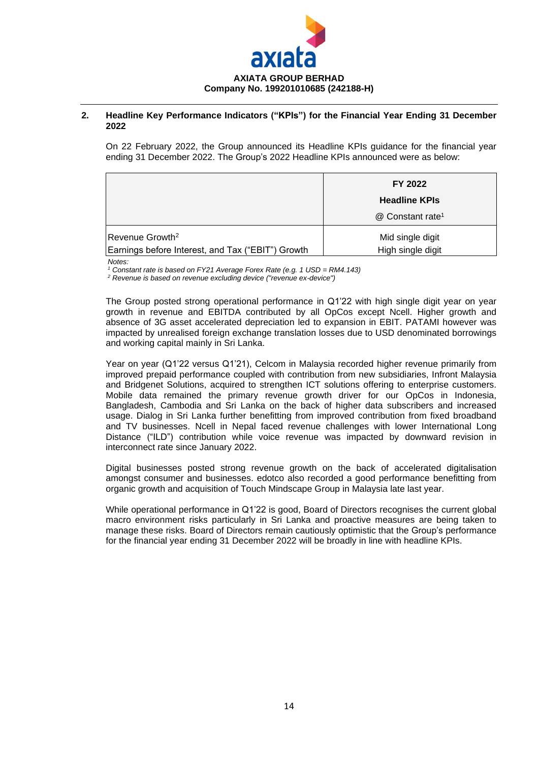**AXIATA GROUP BERHAD**
**Company No. 199201010685 (242188-H)**

## 2. Headline Key Performance Indicators ("KPIs") for the Financial Year Ending 31 December 2022

On 22 February 2022, the Group announced its Headline KPIs guidance for the financial year ending 31 December 2022. The Group's 2022 Headline KPIs announced were as below:

| | **FY 2022**<br>**Headline KPIs**<br>@ Constant rate[1] |
|---|---|
| Revenue Growth[2] | Mid single digit |
| Earnings before Interest, and Tax ("EBIT") Growth | High single digit |

*Notes:*
*[1] Constant rate is based on FY21 Average Forex Rate (e.g. 1 USD = RM4.143)*
*[2] Revenue is based on revenue excluding device ("revenue ex-device")*

The Group posted strong operational performance in Q1'22 with high single digit year on year growth in revenue and EBITDA contributed by all OpCos except Ncell. Higher growth and absence of 3G asset accelerated depreciation led to expansion in EBIT. PATAMI however was impacted by unrealised foreign exchange translation losses due to USD denominated borrowings and working capital mainly in Sri Lanka.

Year on year (Q1'22 versus Q1'21), Celcom in Malaysia recorded higher revenue primarily from improved prepaid performance coupled with contribution from new subsidiaries, Infront Malaysia and Bridgenet Solutions, acquired to strengthen ICT solutions offering to enterprise customers. Mobile data remained the primary revenue growth driver for our OpCos in Indonesia, Bangladesh, Cambodia and Sri Lanka on the back of higher data subscribers and increased usage. Dialog in Sri Lanka further benefitting from improved contribution from fixed broadband and TV businesses. Ncell in Nepal faced revenue challenges with lower International Long Distance ("ILD") contribution while voice revenue was impacted by downward revision in interconnect rate since January 2022.

Digital businesses posted strong revenue growth on the back of accelerated digitalisation amongst consumer and businesses. edotco also recorded a good performance benefitting from organic growth and acquisition of Touch Mindscape Group in Malaysia late last year.

While operational performance in Q1'22 is good, Board of Directors recognises the current global macro environment risks particularly in Sri Lanka and proactive measures are being taken to manage these risks. Board of Directors remain cautiously optimistic that the Group's performance for the financial year ending 31 December 2022 will be broadly in line with headline KPIs.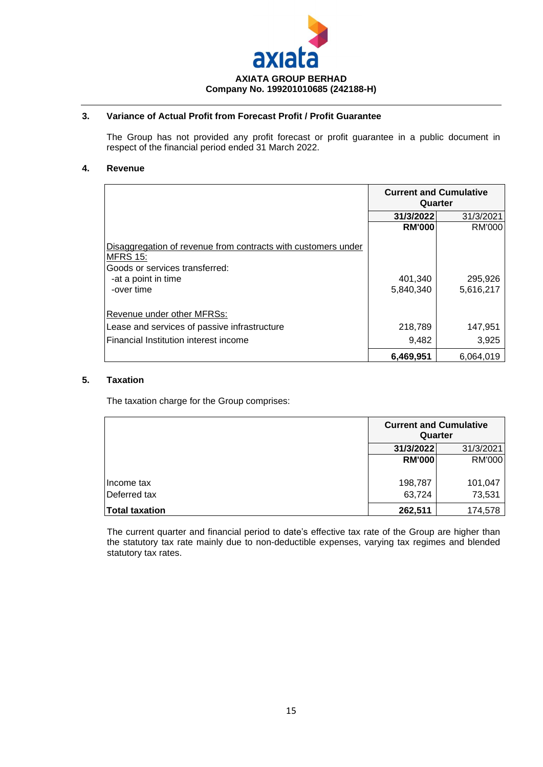**AXIATA GROUP BERHAD**
**Company No. 199201010685 (242188-H)**

### 3. Variance of Actual Profit from Forecast Profit / Profit Guarantee

The Group has not provided any profit forecast or profit guarantee in a public document in respect of the financial period ended 31 March 2022.

### 4. Revenue

| | Current and Cumulative Quarter | |
|---|---|---|
| | **31/3/2022** | 31/3/2021 |
| | **RM'000** | RM'000 |
| Disaggregation of revenue from contracts with customers under MFRS 15: | | |
| Goods or services transferred: | | |
| -at a point in time | 401,340 | 295,926 |
| -over time | 5,840,340 | 5,616,217 |
| Revenue under other MFRSs: | | |
| Lease and services of passive infrastructure | 218,789 | 147,951 |
| Financial Institution interest income | 9,482 | 3,925 |
| | **6,469,951** | 6,064,019 |

### 5. Taxation

The taxation charge for the Group comprises:

| | Current and Cumulative Quarter | |
|---|---|---|
| | **31/3/2022** | 31/3/2021 |
| | **RM'000** | RM'000 |
| Income tax | 198,787 | 101,047 |
| Deferred tax | 63,724 | 73,531 |
| **Total taxation** | **262,511** | 174,578 |

The current quarter and financial period to date's effective tax rate of the Group are higher than the statutory tax rate mainly due to non-deductible expenses, varying tax regimes and blended statutory tax rates.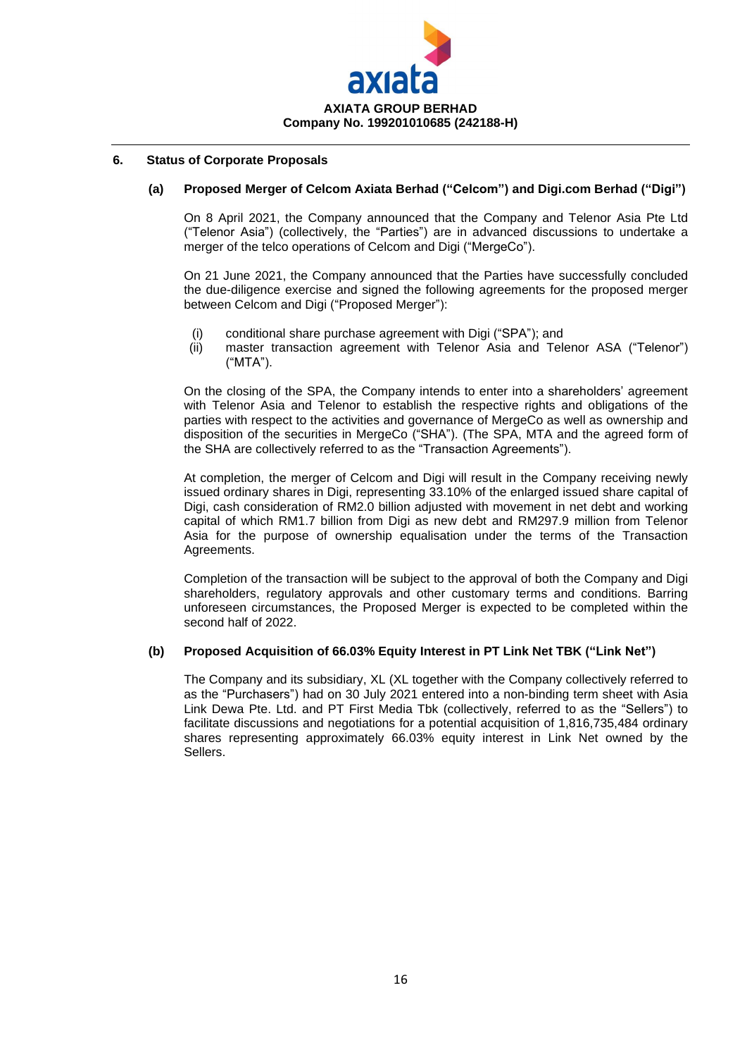## 6. Status of Corporate Proposals

### (a) Proposed Merger of Celcom Axiata Berhad ("Celcom") and Digi.com Berhad ("Digi")

On 8 April 2021, the Company announced that the Company and Telenor Asia Pte Ltd ("Telenor Asia") (collectively, the "Parties") are in advanced discussions to undertake a merger of the telco operations of Celcom and Digi ("MergeCo").

On 21 June 2021, the Company announced that the Parties have successfully concluded the due-diligence exercise and signed the following agreements for the proposed merger between Celcom and Digi ("Proposed Merger"):

- (i) conditional share purchase agreement with Digi ("SPA"); and
- (ii) master transaction agreement with Telenor Asia and Telenor ASA ("Telenor") ("MTA").

On the closing of the SPA, the Company intends to enter into a shareholders' agreement with Telenor Asia and Telenor to establish the respective rights and obligations of the parties with respect to the activities and governance of MergeCo as well as ownership and disposition of the securities in MergeCo ("SHA"). (The SPA, MTA and the agreed form of the SHA are collectively referred to as the "Transaction Agreements").

At completion, the merger of Celcom and Digi will result in the Company receiving newly issued ordinary shares in Digi, representing 33.10% of the enlarged issued share capital of Digi, cash consideration of RM2.0 billion adjusted with movement in net debt and working capital of which RM1.7 billion from Digi as new debt and RM297.9 million from Telenor Asia for the purpose of ownership equalisation under the terms of the Transaction Agreements.

Completion of the transaction will be subject to the approval of both the Company and Digi shareholders, regulatory approvals and other customary terms and conditions. Barring unforeseen circumstances, the Proposed Merger is expected to be completed within the second half of 2022.

### (b) Proposed Acquisition of 66.03% Equity Interest in PT Link Net TBK ("Link Net")

The Company and its subsidiary, XL (XL together with the Company collectively referred to as the "Purchasers") had on 30 July 2021 entered into a non-binding term sheet with Asia Link Dewa Pte. Ltd. and PT First Media Tbk (collectively, referred to as the "Sellers") to facilitate discussions and negotiations for a potential acquisition of 1,816,735,484 ordinary shares representing approximately 66.03% equity interest in Link Net owned by the Sellers.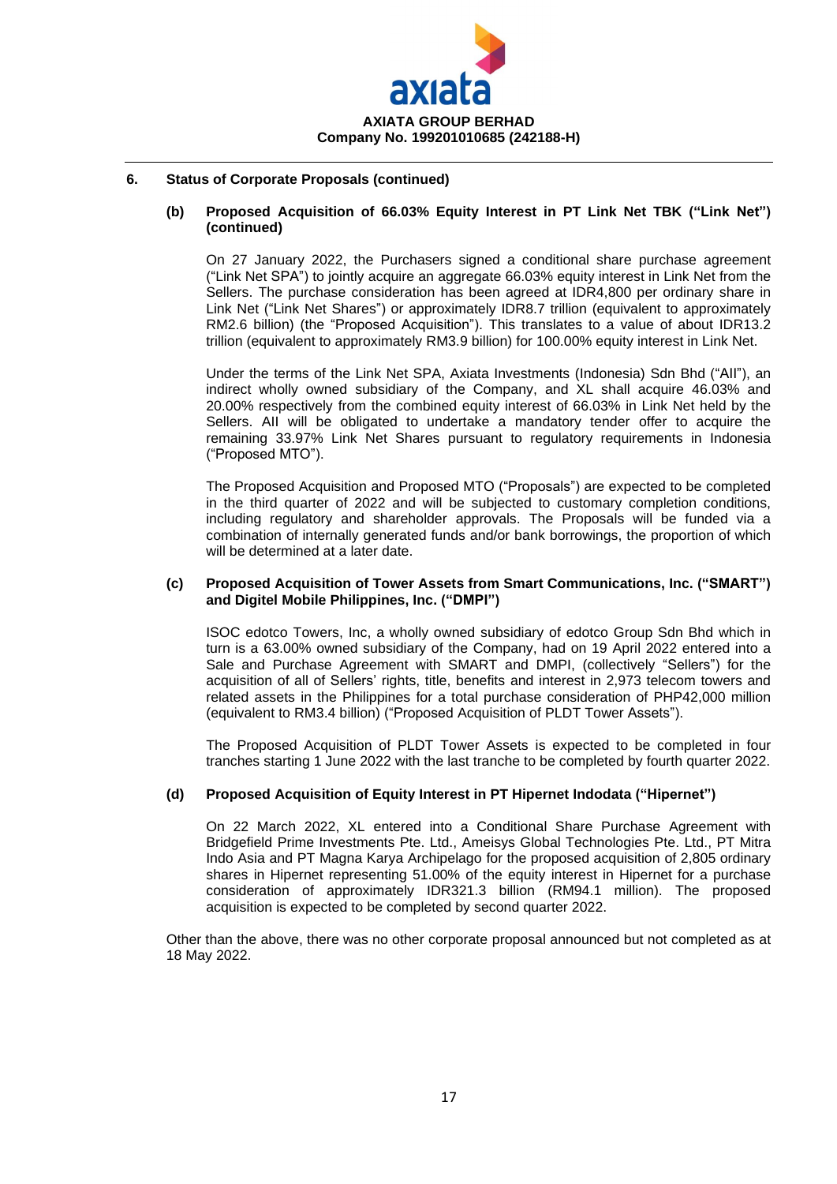## 6. Status of Corporate Proposals (continued)

### (b) Proposed Acquisition of 66.03% Equity Interest in PT Link Net TBK ("Link Net") (continued)

On 27 January 2022, the Purchasers signed a conditional share purchase agreement ("Link Net SPA") to jointly acquire an aggregate 66.03% equity interest in Link Net from the Sellers. The purchase consideration has been agreed at IDR4,800 per ordinary share in Link Net ("Link Net Shares") or approximately IDR8.7 trillion (equivalent to approximately RM2.6 billion) (the "Proposed Acquisition"). This translates to a value of about IDR13.2 trillion (equivalent to approximately RM3.9 billion) for 100.00% equity interest in Link Net.

Under the terms of the Link Net SPA, Axiata Investments (Indonesia) Sdn Bhd ("AII"), an indirect wholly owned subsidiary of the Company, and XL shall acquire 46.03% and 20.00% respectively from the combined equity interest of 66.03% in Link Net held by the Sellers. AII will be obligated to undertake a mandatory tender offer to acquire the remaining 33.97% Link Net Shares pursuant to regulatory requirements in Indonesia ("Proposed MTO").

The Proposed Acquisition and Proposed MTO ("Proposals") are expected to be completed in the third quarter of 2022 and will be subjected to customary completion conditions, including regulatory and shareholder approvals. The Proposals will be funded via a combination of internally generated funds and/or bank borrowings, the proportion of which will be determined at a later date.

### (c) Proposed Acquisition of Tower Assets from Smart Communications, Inc. ("SMART") and Digitel Mobile Philippines, Inc. ("DMPI")

ISOC edotco Towers, Inc, a wholly owned subsidiary of edotco Group Sdn Bhd which in turn is a 63.00% owned subsidiary of the Company, had on 19 April 2022 entered into a Sale and Purchase Agreement with SMART and DMPI, (collectively "Sellers") for the acquisition of all of Sellers' rights, title, benefits and interest in 2,973 telecom towers and related assets in the Philippines for a total purchase consideration of PHP42,000 million (equivalent to RM3.4 billion) ("Proposed Acquisition of PLDT Tower Assets").

The Proposed Acquisition of PLDT Tower Assets is expected to be completed in four tranches starting 1 June 2022 with the last tranche to be completed by fourth quarter 2022.

### (d) Proposed Acquisition of Equity Interest in PT Hipernet Indodata ("Hipernet")

On 22 March 2022, XL entered into a Conditional Share Purchase Agreement with Bridgefield Prime Investments Pte. Ltd., Ameisys Global Technologies Pte. Ltd., PT Mitra Indo Asia and PT Magna Karya Archipelago for the proposed acquisition of 2,805 ordinary shares in Hipernet representing 51.00% of the equity interest in Hipernet for a purchase consideration of approximately IDR321.3 billion (RM94.1 million). The proposed acquisition is expected to be completed by second quarter 2022.

Other than the above, there was no other corporate proposal announced but not completed as at 18 May 2022.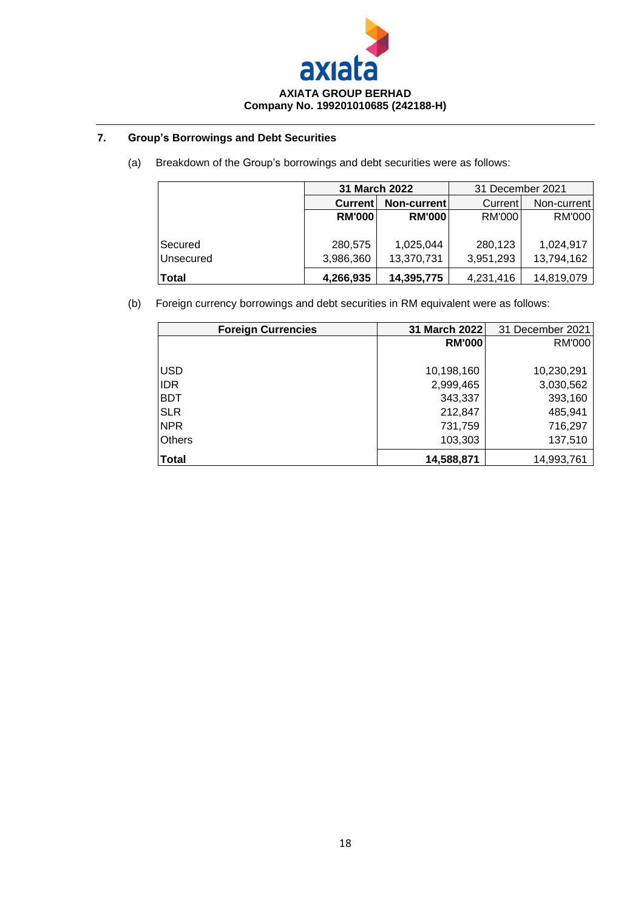**AXIATA GROUP BERHAD**
**Company No. 199201010685 (242188-H)**

## 7. Group's Borrowings and Debt Securities

(a) Breakdown of the Group's borrowings and debt securities were as follows:

| | **31 March 2022** | | 31 December 2021 | |
|---|---|---|---|---|
| | **Current** | **Non-current** | Current | Non-current |
| | **RM'000** | **RM'000** | RM'000 | RM'000 |
| Secured | 280,575 | 1,025,044 | 280,123 | 1,024,917 |
| Unsecured | 3,986,360 | 13,370,731 | 3,951,293 | 13,794,162 |
| **Total** | **4,266,935** | **14,395,775** | 4,231,416 | 14,819,079 |

(b) Foreign currency borrowings and debt securities in RM equivalent were as follows:

| **Foreign Currencies** | **31 March 2022** | 31 December 2021 |
|---|---|---|
| | **RM'000** | RM'000 |
| USD | 10,198,160 | 10,230,291 |
| IDR | 2,999,465 | 3,030,562 |
| BDT | 343,337 | 393,160 |
| SLR | 212,847 | 485,941 |
| NPR | 731,759 | 716,297 |
| Others | 103,303 | 137,510 |
| **Total** | **14,588,871** | 14,993,761 |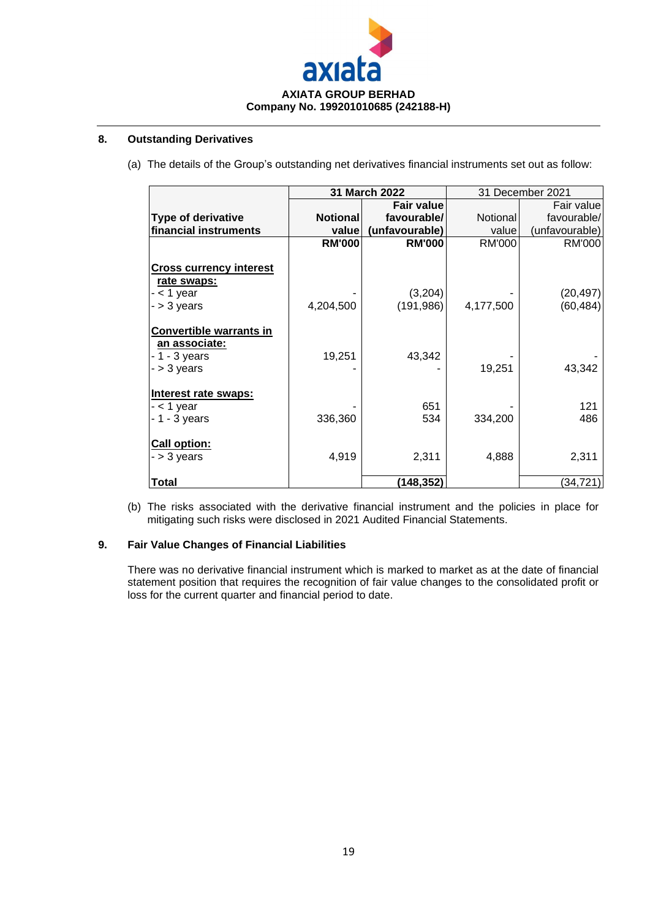**AXIATA GROUP BERHAD**
**Company No. 199201010685 (242188-H)**

## 8. Outstanding Derivatives

(a) The details of the Group's outstanding net derivatives financial instruments set out as follow:

| Type of derivative financial instruments | 31 March 2022 | | 31 December 2021 | |
|---|---|---|---|---|
| | **Notional value** | **Fair value favourable/ (unfavourable)** | Notional value | Fair value favourable/ (unfavourable) |
| | **RM'000** | **RM'000** | RM'000 | RM'000 |
| **Cross currency interest rate swaps:** | | | | |
| - < 1 year | - | (3,204) | - | (20,497) |
| - > 3 years | 4,204,500 | (191,986) | 4,177,500 | (60,484) |
| **Convertible warrants in an associate:** | | | | |
| - 1 - 3 years | 19,251 | 43,342 | - | - |
| - > 3 years | - | - | 19,251 | 43,342 |
| **Interest rate swaps:** | | | | |
| - < 1 year | - | 651 | - | 121 |
| - 1 - 3 years | 336,360 | 534 | 334,200 | 486 |
| **Call option:** | | | | |
| - > 3 years | 4,919 | 2,311 | 4,888 | 2,311 |
| **Total** | | **(148,352)** | | (34,721) |

(b) The risks associated with the derivative financial instrument and the policies in place for mitigating such risks were disclosed in 2021 Audited Financial Statements.

## 9. Fair Value Changes of Financial Liabilities

There was no derivative financial instrument which is marked to market as at the date of financial statement position that requires the recognition of fair value changes to the consolidated profit or loss for the current quarter and financial period to date.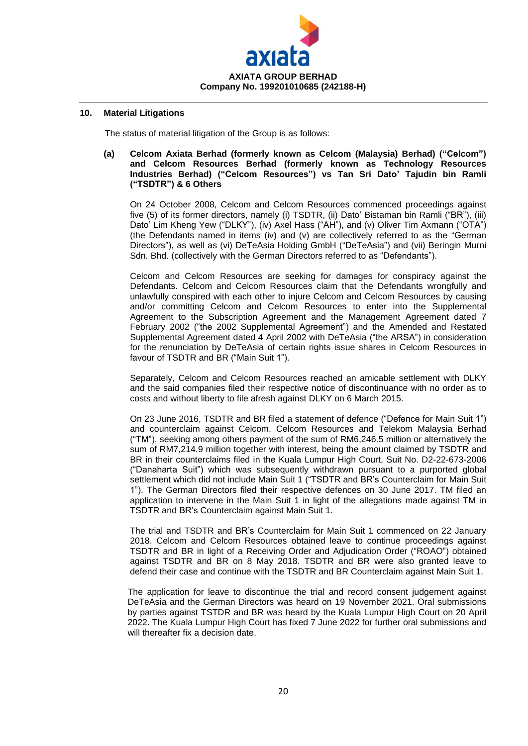## 10. Material Litigations

The status of material litigation of the Group is as follows:

**(a) Celcom Axiata Berhad (formerly known as Celcom (Malaysia) Berhad) ("Celcom") and Celcom Resources Berhad (formerly known as Technology Resources Industries Berhad) ("Celcom Resources") vs Tan Sri Dato' Tajudin bin Ramli ("TSDTR") & 6 Others**

On 24 October 2008, Celcom and Celcom Resources commenced proceedings against five (5) of its former directors, namely (i) TSDTR, (ii) Dato' Bistaman bin Ramli ("BR"), (iii) Dato' Lim Kheng Yew ("DLKY"), (iv) Axel Hass ("AH"), and (v) Oliver Tim Axmann ("OTA") (the Defendants named in items (iv) and (v) are collectively referred to as the "German Directors"), as well as (vi) DeTeAsia Holding GmbH ("DeTeAsia") and (vii) Beringin Murni Sdn. Bhd. (collectively with the German Directors referred to as "Defendants").

Celcom and Celcom Resources are seeking for damages for conspiracy against the Defendants. Celcom and Celcom Resources claim that the Defendants wrongfully and unlawfully conspired with each other to injure Celcom and Celcom Resources by causing and/or committing Celcom and Celcom Resources to enter into the Supplemental Agreement to the Subscription Agreement and the Management Agreement dated 7 February 2002 ("the 2002 Supplemental Agreement") and the Amended and Restated Supplemental Agreement dated 4 April 2002 with DeTeAsia ("the ARSA") in consideration for the renunciation by DeTeAsia of certain rights issue shares in Celcom Resources in favour of TSDTR and BR ("Main Suit 1").

Separately, Celcom and Celcom Resources reached an amicable settlement with DLKY and the said companies filed their respective notice of discontinuance with no order as to costs and without liberty to file afresh against DLKY on 6 March 2015.

On 23 June 2016, TSDTR and BR filed a statement of defence ("Defence for Main Suit 1") and counterclaim against Celcom, Celcom Resources and Telekom Malaysia Berhad ("TM"), seeking among others payment of the sum of RM6,246.5 million or alternatively the sum of RM7,214.9 million together with interest, being the amount claimed by TSDTR and BR in their counterclaims filed in the Kuala Lumpur High Court, Suit No. D2-22-673-2006 ("Danaharta Suit") which was subsequently withdrawn pursuant to a purported global settlement which did not include Main Suit 1 ("TSDTR and BR's Counterclaim for Main Suit 1"). The German Directors filed their respective defences on 30 June 2017. TM filed an application to intervene in the Main Suit 1 in light of the allegations made against TM in TSDTR and BR's Counterclaim against Main Suit 1.

The trial and TSDTR and BR's Counterclaim for Main Suit 1 commenced on 22 January 2018. Celcom and Celcom Resources obtained leave to continue proceedings against TSDTR and BR in light of a Receiving Order and Adjudication Order ("ROAO") obtained against TSDTR and BR on 8 May 2018. TSDTR and BR were also granted leave to defend their case and continue with the TSDTR and BR Counterclaim against Main Suit 1.

The application for leave to discontinue the trial and record consent judgement against DeTeAsia and the German Directors was heard on 19 November 2021. Oral submissions by parties against TSTDR and BR was heard by the Kuala Lumpur High Court on 20 April 2022. The Kuala Lumpur High Court has fixed 7 June 2022 for further oral submissions and will thereafter fix a decision date.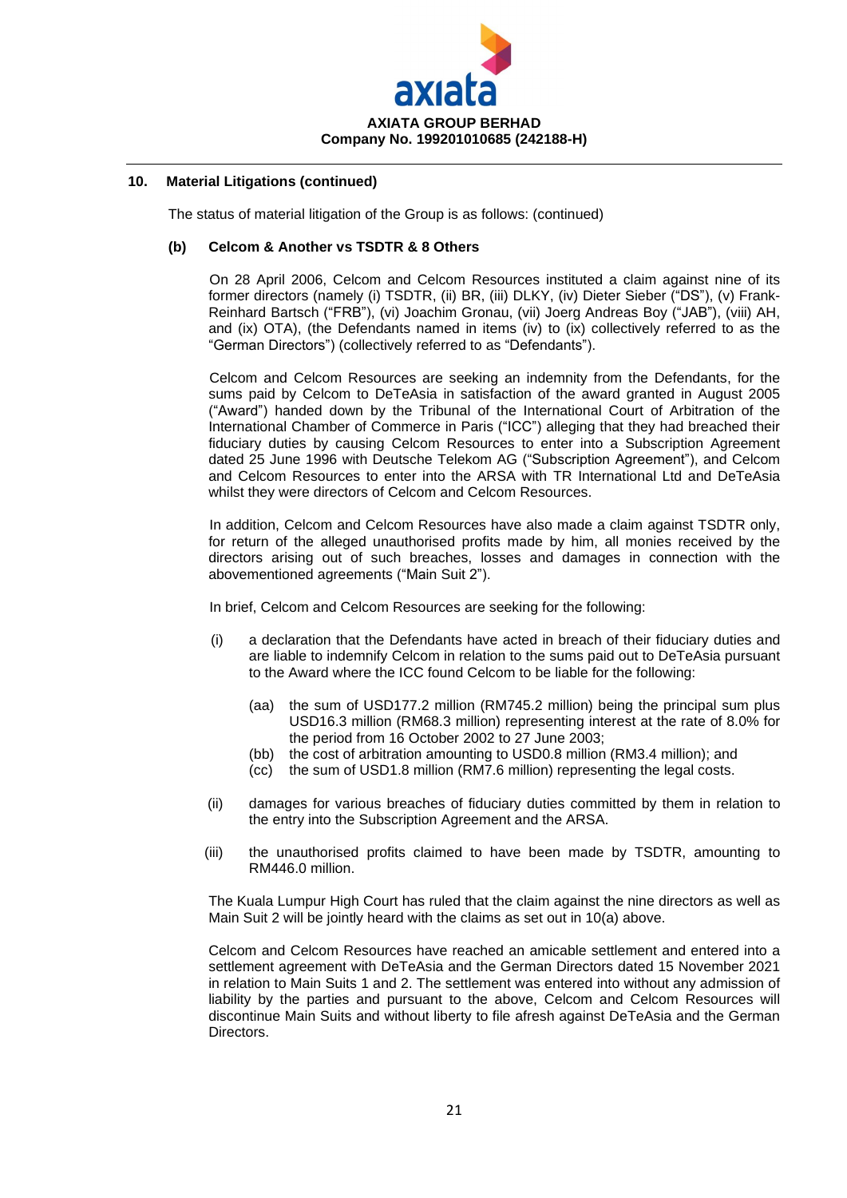## 10. Material Litigations (continued)

The status of material litigation of the Group is as follows: (continued)

### (b) Celcom & Another vs TSDTR & 8 Others

On 28 April 2006, Celcom and Celcom Resources instituted a claim against nine of its former directors (namely (i) TSDTR, (ii) BR, (iii) DLKY, (iv) Dieter Sieber ("DS"), (v) Frank-Reinhard Bartsch ("FRB"), (vi) Joachim Gronau, (vii) Joerg Andreas Boy ("JAB"), (viii) AH, and (ix) OTA), (the Defendants named in items (iv) to (ix) collectively referred to as the "German Directors") (collectively referred to as "Defendants").

Celcom and Celcom Resources are seeking an indemnity from the Defendants, for the sums paid by Celcom to DeTeAsia in satisfaction of the award granted in August 2005 ("Award") handed down by the Tribunal of the International Court of Arbitration of the International Chamber of Commerce in Paris ("ICC") alleging that they had breached their fiduciary duties by causing Celcom Resources to enter into a Subscription Agreement dated 25 June 1996 with Deutsche Telekom AG ("Subscription Agreement"), and Celcom and Celcom Resources to enter into the ARSA with TR International Ltd and DeTeAsia whilst they were directors of Celcom and Celcom Resources.

In addition, Celcom and Celcom Resources have also made a claim against TSDTR only, for return of the alleged unauthorised profits made by him, all monies received by the directors arising out of such breaches, losses and damages in connection with the abovementioned agreements ("Main Suit 2").

In brief, Celcom and Celcom Resources are seeking for the following:

(i) a declaration that the Defendants have acted in breach of their fiduciary duties and are liable to indemnify Celcom in relation to the sums paid out to DeTeAsia pursuant to the Award where the ICC found Celcom to be liable for the following:

  (aa) the sum of USD177.2 million (RM745.2 million) being the principal sum plus USD16.3 million (RM68.3 million) representing interest at the rate of 8.0% for the period from 16 October 2002 to 27 June 2003;

  (bb) the cost of arbitration amounting to USD0.8 million (RM3.4 million); and

  (cc) the sum of USD1.8 million (RM7.6 million) representing the legal costs.

(ii) damages for various breaches of fiduciary duties committed by them in relation to the entry into the Subscription Agreement and the ARSA.

(iii) the unauthorised profits claimed to have been made by TSDTR, amounting to RM446.0 million.

The Kuala Lumpur High Court has ruled that the claim against the nine directors as well as Main Suit 2 will be jointly heard with the claims as set out in 10(a) above.

Celcom and Celcom Resources have reached an amicable settlement and entered into a settlement agreement with DeTeAsia and the German Directors dated 15 November 2021 in relation to Main Suits 1 and 2. The settlement was entered into without any admission of liability by the parties and pursuant to the above, Celcom and Celcom Resources will discontinue Main Suits and without liberty to file afresh against DeTeAsia and the German Directors.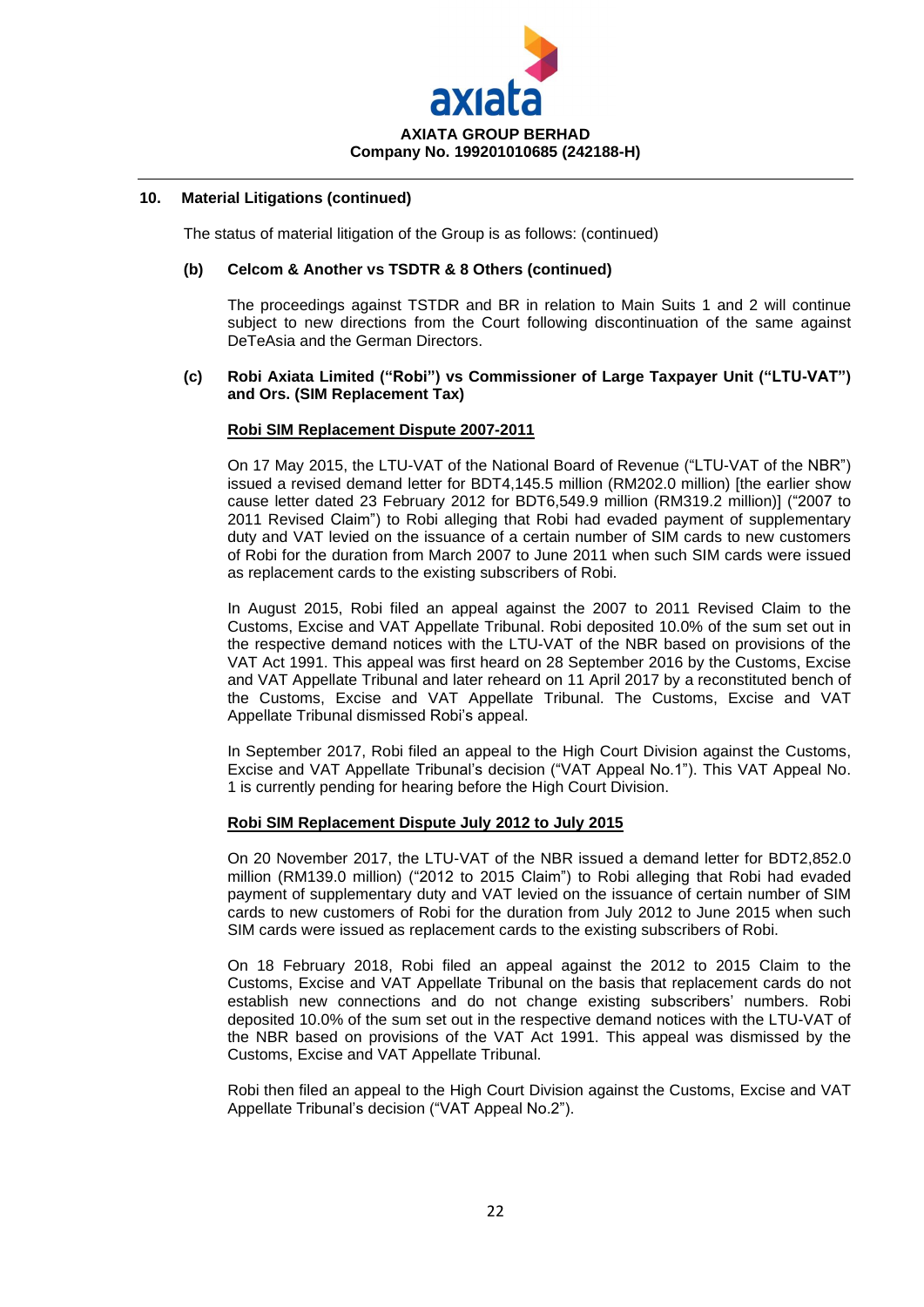## 10. Material Litigations (continued)

The status of material litigation of the Group is as follows: (continued)

### (b) Celcom & Another vs TSDTR & 8 Others (continued)

The proceedings against TSTDR and BR in relation to Main Suits 1 and 2 will continue subject to new directions from the Court following discontinuation of the same against DeTeAsia and the German Directors.

### (c) Robi Axiata Limited ("Robi") vs Commissioner of Large Taxpayer Unit ("LTU-VAT") and Ors. (SIM Replacement Tax)

**Robi SIM Replacement Dispute 2007-2011**

On 17 May 2015, the LTU-VAT of the National Board of Revenue ("LTU-VAT of the NBR") issued a revised demand letter for BDT4,145.5 million (RM202.0 million) [the earlier show cause letter dated 23 February 2012 for BDT6,549.9 million (RM319.2 million)] ("2007 to 2011 Revised Claim") to Robi alleging that Robi had evaded payment of supplementary duty and VAT levied on the issuance of a certain number of SIM cards to new customers of Robi for the duration from March 2007 to June 2011 when such SIM cards were issued as replacement cards to the existing subscribers of Robi.

In August 2015, Robi filed an appeal against the 2007 to 2011 Revised Claim to the Customs, Excise and VAT Appellate Tribunal. Robi deposited 10.0% of the sum set out in the respective demand notices with the LTU-VAT of the NBR based on provisions of the VAT Act 1991. This appeal was first heard on 28 September 2016 by the Customs, Excise and VAT Appellate Tribunal and later reheard on 11 April 2017 by a reconstituted bench of the Customs, Excise and VAT Appellate Tribunal. The Customs, Excise and VAT Appellate Tribunal dismissed Robi's appeal.

In September 2017, Robi filed an appeal to the High Court Division against the Customs, Excise and VAT Appellate Tribunal's decision ("VAT Appeal No.1"). This VAT Appeal No. 1 is currently pending for hearing before the High Court Division.

**Robi SIM Replacement Dispute July 2012 to July 2015**

On 20 November 2017, the LTU-VAT of the NBR issued a demand letter for BDT2,852.0 million (RM139.0 million) ("2012 to 2015 Claim") to Robi alleging that Robi had evaded payment of supplementary duty and VAT levied on the issuance of certain number of SIM cards to new customers of Robi for the duration from July 2012 to June 2015 when such SIM cards were issued as replacement cards to the existing subscribers of Robi.

On 18 February 2018, Robi filed an appeal against the 2012 to 2015 Claim to the Customs, Excise and VAT Appellate Tribunal on the basis that replacement cards do not establish new connections and do not change existing subscribers' numbers. Robi deposited 10.0% of the sum set out in the respective demand notices with the LTU-VAT of the NBR based on provisions of the VAT Act 1991. This appeal was dismissed by the Customs, Excise and VAT Appellate Tribunal.

Robi then filed an appeal to the High Court Division against the Customs, Excise and VAT Appellate Tribunal's decision ("VAT Appeal No.2").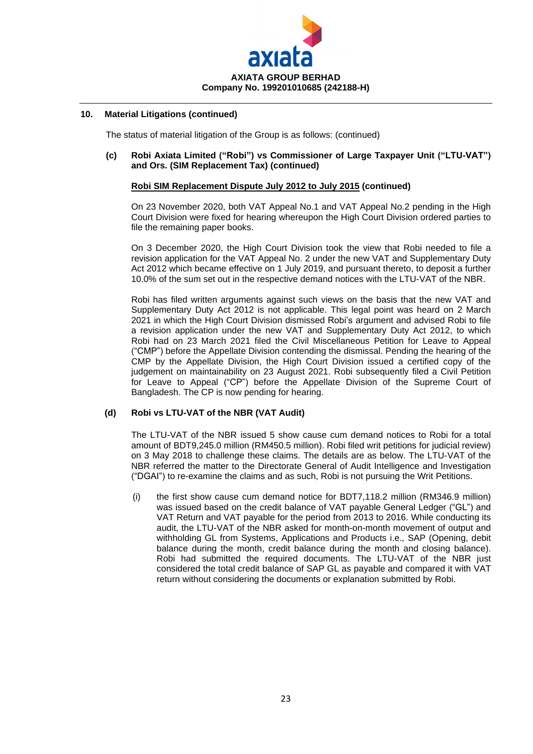## 10. Material Litigations (continued)

The status of material litigation of the Group is as follows: (continued)

### (c) Robi Axiata Limited ("Robi") vs Commissioner of Large Taxpayer Unit ("LTU-VAT") and Ors. (SIM Replacement Tax) (continued)

**Robi SIM Replacement Dispute July 2012 to July 2015 (continued)**

On 23 November 2020, both VAT Appeal No.1 and VAT Appeal No.2 pending in the High Court Division were fixed for hearing whereupon the High Court Division ordered parties to file the remaining paper books.

On 3 December 2020, the High Court Division took the view that Robi needed to file a revision application for the VAT Appeal No. 2 under the new VAT and Supplementary Duty Act 2012 which became effective on 1 July 2019, and pursuant thereto, to deposit a further 10.0% of the sum set out in the respective demand notices with the LTU-VAT of the NBR.

Robi has filed written arguments against such views on the basis that the new VAT and Supplementary Duty Act 2012 is not applicable. This legal point was heard on 2 March 2021 in which the High Court Division dismissed Robi's argument and advised Robi to file a revision application under the new VAT and Supplementary Duty Act 2012, to which Robi had on 23 March 2021 filed the Civil Miscellaneous Petition for Leave to Appeal ("CMP") before the Appellate Division contending the dismissal. Pending the hearing of the CMP by the Appellate Division, the High Court Division issued a certified copy of the judgement on maintainability on 23 August 2021. Robi subsequently filed a Civil Petition for Leave to Appeal ("CP") before the Appellate Division of the Supreme Court of Bangladesh. The CP is now pending for hearing.

### (d) Robi vs LTU-VAT of the NBR (VAT Audit)

The LTU-VAT of the NBR issued 5 show cause cum demand notices to Robi for a total amount of BDT9,245.0 million (RM450.5 million). Robi filed writ petitions for judicial review) on 3 May 2018 to challenge these claims. The details are as below. The LTU-VAT of the NBR referred the matter to the Directorate General of Audit Intelligence and Investigation ("DGAI") to re-examine the claims and as such, Robi is not pursuing the Writ Petitions.

(i) the first show cause cum demand notice for BDT7,118.2 million (RM346.9 million) was issued based on the credit balance of VAT payable General Ledger ("GL") and VAT Return and VAT payable for the period from 2013 to 2016. While conducting its audit, the LTU-VAT of the NBR asked for month-on-month movement of output and withholding GL from Systems, Applications and Products i.e., SAP (Opening, debit balance during the month, credit balance during the month and closing balance). Robi had submitted the required documents. The LTU-VAT of the NBR just considered the total credit balance of SAP GL as payable and compared it with VAT return without considering the documents or explanation submitted by Robi.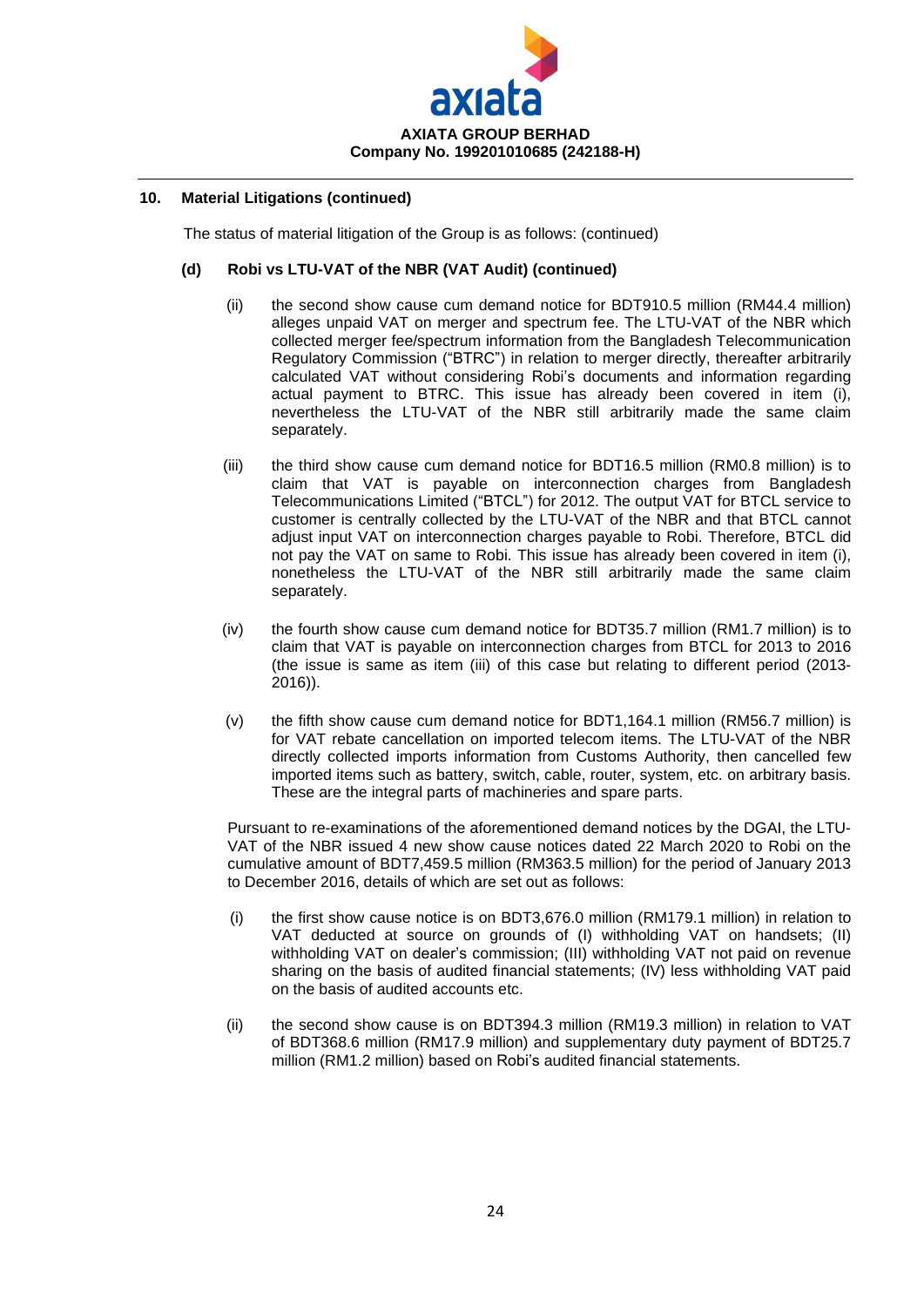## 10. Material Litigations (continued)

The status of material litigation of the Group is as follows: (continued)

### (d) Robi vs LTU-VAT of the NBR (VAT Audit) (continued)

(ii) the second show cause cum demand notice for BDT910.5 million (RM44.4 million) alleges unpaid VAT on merger and spectrum fee. The LTU-VAT of the NBR which collected merger fee/spectrum information from the Bangladesh Telecommunication Regulatory Commission ("BTRC") in relation to merger directly, thereafter arbitrarily calculated VAT without considering Robi's documents and information regarding actual payment to BTRC. This issue has already been covered in item (i), nevertheless the LTU-VAT of the NBR still arbitrarily made the same claim separately.

(iii) the third show cause cum demand notice for BDT16.5 million (RM0.8 million) is to claim that VAT is payable on interconnection charges from Bangladesh Telecommunications Limited ("BTCL") for 2012. The output VAT for BTCL service to customer is centrally collected by the LTU-VAT of the NBR and that BTCL cannot adjust input VAT on interconnection charges payable to Robi. Therefore, BTCL did not pay the VAT on same to Robi. This issue has already been covered in item (i), nonetheless the LTU-VAT of the NBR still arbitrarily made the same claim separately.

(iv) the fourth show cause cum demand notice for BDT35.7 million (RM1.7 million) is to claim that VAT is payable on interconnection charges from BTCL for 2013 to 2016 (the issue is same as item (iii) of this case but relating to different period (2013-2016)).

(v) the fifth show cause cum demand notice for BDT1,164.1 million (RM56.7 million) is for VAT rebate cancellation on imported telecom items. The LTU-VAT of the NBR directly collected imports information from Customs Authority, then cancelled few imported items such as battery, switch, cable, router, system, etc. on arbitrary basis. These are the integral parts of machineries and spare parts.

Pursuant to re-examinations of the aforementioned demand notices by the DGAI, the LTU-VAT of the NBR issued 4 new show cause notices dated 22 March 2020 to Robi on the cumulative amount of BDT7,459.5 million (RM363.5 million) for the period of January 2013 to December 2016, details of which are set out as follows:

(i) the first show cause notice is on BDT3,676.0 million (RM179.1 million) in relation to VAT deducted at source on grounds of (I) withholding VAT on handsets; (II) withholding VAT on dealer's commission; (III) withholding VAT not paid on revenue sharing on the basis of audited financial statements; (IV) less withholding VAT paid on the basis of audited accounts etc.

(ii) the second show cause is on BDT394.3 million (RM19.3 million) in relation to VAT of BDT368.6 million (RM17.9 million) and supplementary duty payment of BDT25.7 million (RM1.2 million) based on Robi's audited financial statements.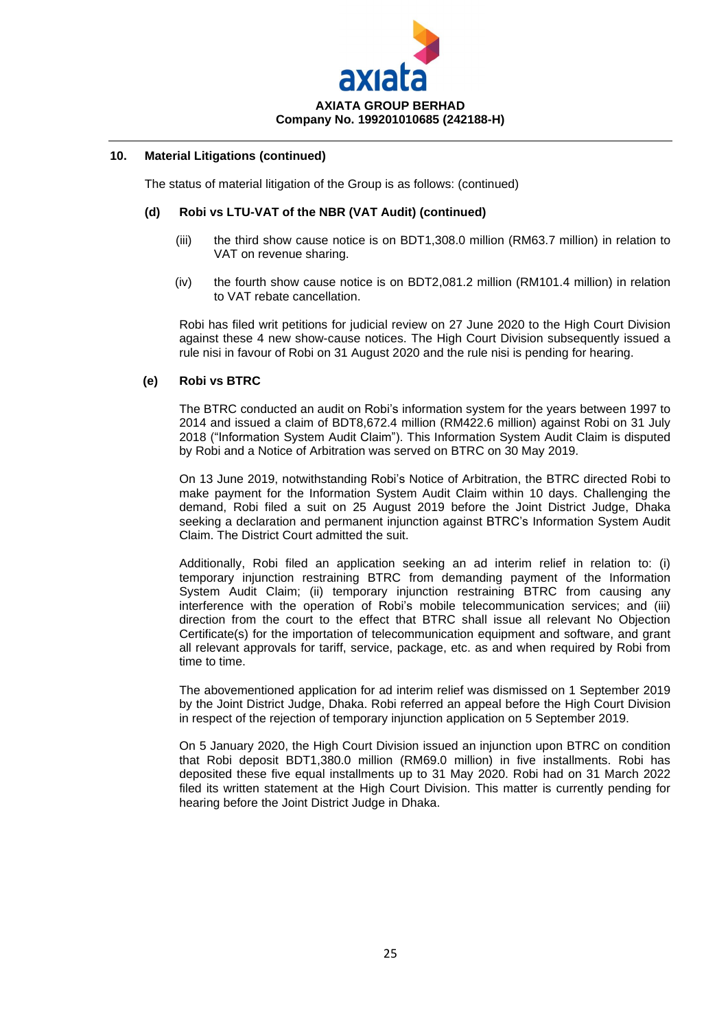## 10. Material Litigations (continued)

The status of material litigation of the Group is as follows: (continued)

### (d) Robi vs LTU-VAT of the NBR (VAT Audit) (continued)

(iii) the third show cause notice is on BDT1,308.0 million (RM63.7 million) in relation to VAT on revenue sharing.

(iv) the fourth show cause notice is on BDT2,081.2 million (RM101.4 million) in relation to VAT rebate cancellation.

Robi has filed writ petitions for judicial review on 27 June 2020 to the High Court Division against these 4 new show-cause notices. The High Court Division subsequently issued a rule nisi in favour of Robi on 31 August 2020 and the rule nisi is pending for hearing.

### (e) Robi vs BTRC

The BTRC conducted an audit on Robi's information system for the years between 1997 to 2014 and issued a claim of BDT8,672.4 million (RM422.6 million) against Robi on 31 July 2018 ("Information System Audit Claim"). This Information System Audit Claim is disputed by Robi and a Notice of Arbitration was served on BTRC on 30 May 2019.

On 13 June 2019, notwithstanding Robi's Notice of Arbitration, the BTRC directed Robi to make payment for the Information System Audit Claim within 10 days. Challenging the demand, Robi filed a suit on 25 August 2019 before the Joint District Judge, Dhaka seeking a declaration and permanent injunction against BTRC's Information System Audit Claim. The District Court admitted the suit.

Additionally, Robi filed an application seeking an ad interim relief in relation to: (i) temporary injunction restraining BTRC from demanding payment of the Information System Audit Claim; (ii) temporary injunction restraining BTRC from causing any interference with the operation of Robi's mobile telecommunication services; and (iii) direction from the court to the effect that BTRC shall issue all relevant No Objection Certificate(s) for the importation of telecommunication equipment and software, and grant all relevant approvals for tariff, service, package, etc. as and when required by Robi from time to time.

The abovementioned application for ad interim relief was dismissed on 1 September 2019 by the Joint District Judge, Dhaka. Robi referred an appeal before the High Court Division in respect of the rejection of temporary injunction application on 5 September 2019.

On 5 January 2020, the High Court Division issued an injunction upon BTRC on condition that Robi deposit BDT1,380.0 million (RM69.0 million) in five installments. Robi has deposited these five equal installments up to 31 May 2020. Robi had on 31 March 2022 filed its written statement at the High Court Division. This matter is currently pending for hearing before the Joint District Judge in Dhaka.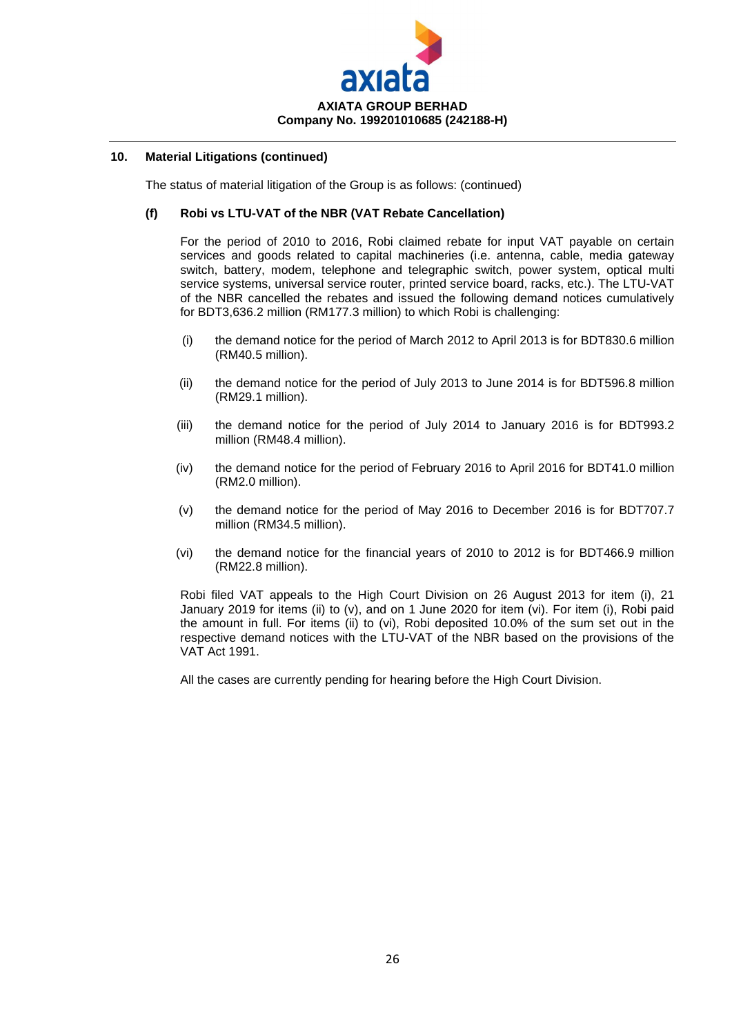## 10. Material Litigations (continued)

The status of material litigation of the Group is as follows: (continued)

### (f) Robi vs LTU-VAT of the NBR (VAT Rebate Cancellation)

For the period of 2010 to 2016, Robi claimed rebate for input VAT payable on certain services and goods related to capital machineries (i.e. antenna, cable, media gateway switch, battery, modem, telephone and telegraphic switch, power system, optical multi service systems, universal service router, printed service board, racks, etc.). The LTU-VAT of the NBR cancelled the rebates and issued the following demand notices cumulatively for BDT3,636.2 million (RM177.3 million) to which Robi is challenging:

(i) the demand notice for the period of March 2012 to April 2013 is for BDT830.6 million (RM40.5 million).

(ii) the demand notice for the period of July 2013 to June 2014 is for BDT596.8 million (RM29.1 million).

(iii) the demand notice for the period of July 2014 to January 2016 is for BDT993.2 million (RM48.4 million).

(iv) the demand notice for the period of February 2016 to April 2016 for BDT41.0 million (RM2.0 million).

(v) the demand notice for the period of May 2016 to December 2016 is for BDT707.7 million (RM34.5 million).

(vi) the demand notice for the financial years of 2010 to 2012 is for BDT466.9 million (RM22.8 million).

Robi filed VAT appeals to the High Court Division on 26 August 2013 for item (i), 21 January 2019 for items (ii) to (v), and on 1 June 2020 for item (vi). For item (i), Robi paid the amount in full. For items (ii) to (vi), Robi deposited 10.0% of the sum set out in the respective demand notices with the LTU-VAT of the NBR based on the provisions of the VAT Act 1991.

All the cases are currently pending for hearing before the High Court Division.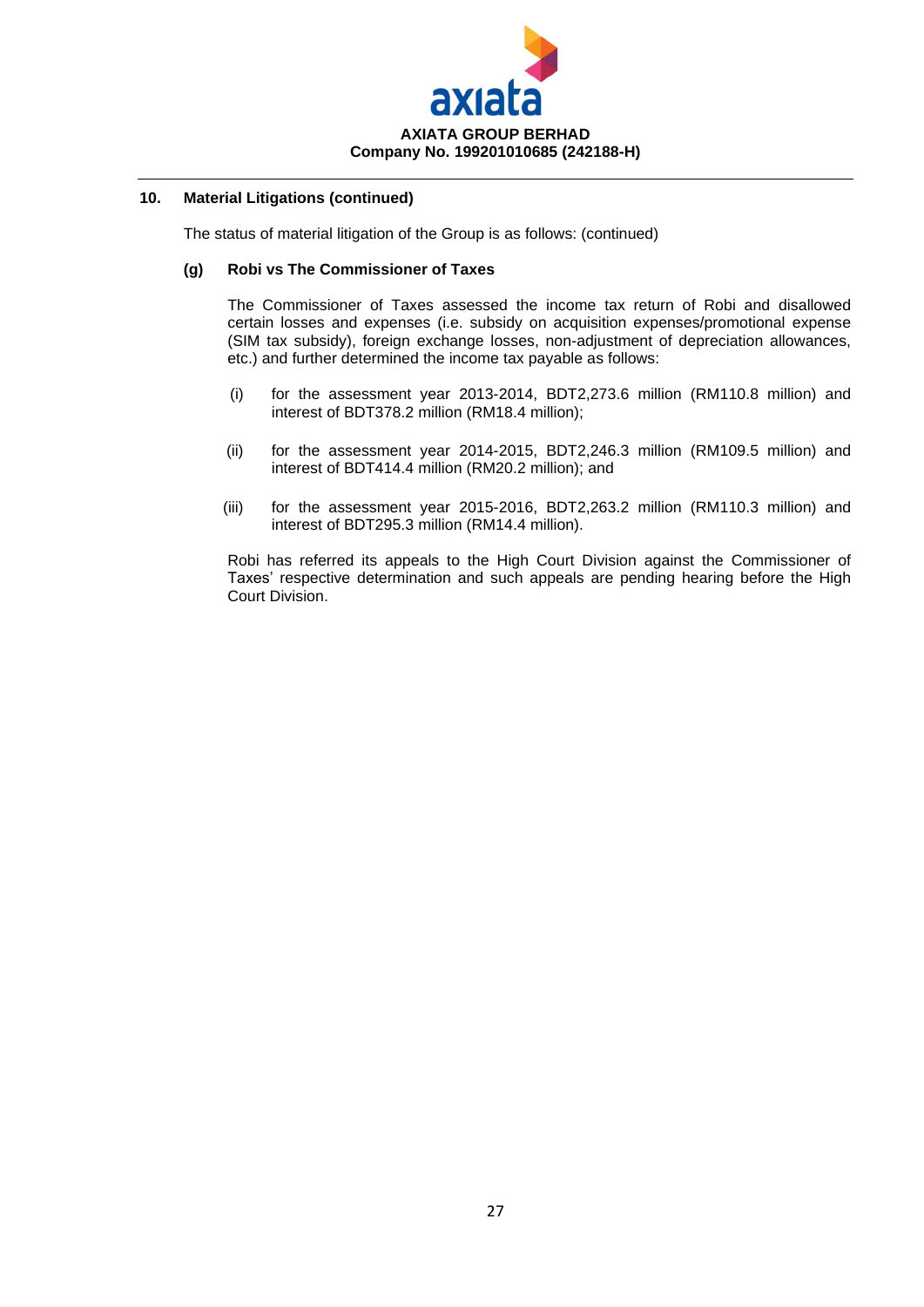## 10. Material Litigations (continued)

The status of material litigation of the Group is as follows: (continued)

### (g) Robi vs The Commissioner of Taxes

The Commissioner of Taxes assessed the income tax return of Robi and disallowed certain losses and expenses (i.e. subsidy on acquisition expenses/promotional expense (SIM tax subsidy), foreign exchange losses, non-adjustment of depreciation allowances, etc.) and further determined the income tax payable as follows:

(i) for the assessment year 2013-2014, BDT2,273.6 million (RM110.8 million) and interest of BDT378.2 million (RM18.4 million);

(ii) for the assessment year 2014-2015, BDT2,246.3 million (RM109.5 million) and interest of BDT414.4 million (RM20.2 million); and

(iii) for the assessment year 2015-2016, BDT2,263.2 million (RM110.3 million) and interest of BDT295.3 million (RM14.4 million).

Robi has referred its appeals to the High Court Division against the Commissioner of Taxes' respective determination and such appeals are pending hearing before the High Court Division.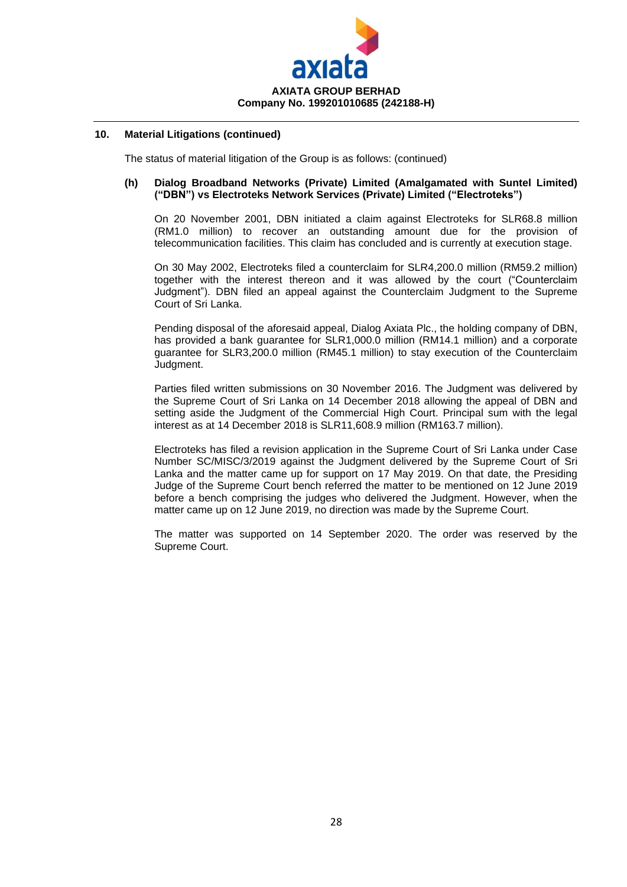## 10. Material Litigations (continued)

The status of material litigation of the Group is as follows: (continued)

### (h) Dialog Broadband Networks (Private) Limited (Amalgamated with Suntel Limited) ("DBN") vs Electroteks Network Services (Private) Limited ("Electroteks")

On 20 November 2001, DBN initiated a claim against Electroteks for SLR68.8 million (RM1.0 million) to recover an outstanding amount due for the provision of telecommunication facilities. This claim has concluded and is currently at execution stage.

On 30 May 2002, Electroteks filed a counterclaim for SLR4,200.0 million (RM59.2 million) together with the interest thereon and it was allowed by the court ("Counterclaim Judgment"). DBN filed an appeal against the Counterclaim Judgment to the Supreme Court of Sri Lanka.

Pending disposal of the aforesaid appeal, Dialog Axiata Plc., the holding company of DBN, has provided a bank guarantee for SLR1,000.0 million (RM14.1 million) and a corporate guarantee for SLR3,200.0 million (RM45.1 million) to stay execution of the Counterclaim Judgment.

Parties filed written submissions on 30 November 2016. The Judgment was delivered by the Supreme Court of Sri Lanka on 14 December 2018 allowing the appeal of DBN and setting aside the Judgment of the Commercial High Court. Principal sum with the legal interest as at 14 December 2018 is SLR11,608.9 million (RM163.7 million).

Electroteks has filed a revision application in the Supreme Court of Sri Lanka under Case Number SC/MISC/3/2019 against the Judgment delivered by the Supreme Court of Sri Lanka and the matter came up for support on 17 May 2019. On that date, the Presiding Judge of the Supreme Court bench referred the matter to be mentioned on 12 June 2019 before a bench comprising the judges who delivered the Judgment. However, when the matter came up on 12 June 2019, no direction was made by the Supreme Court.

The matter was supported on 14 September 2020. The order was reserved by the Supreme Court.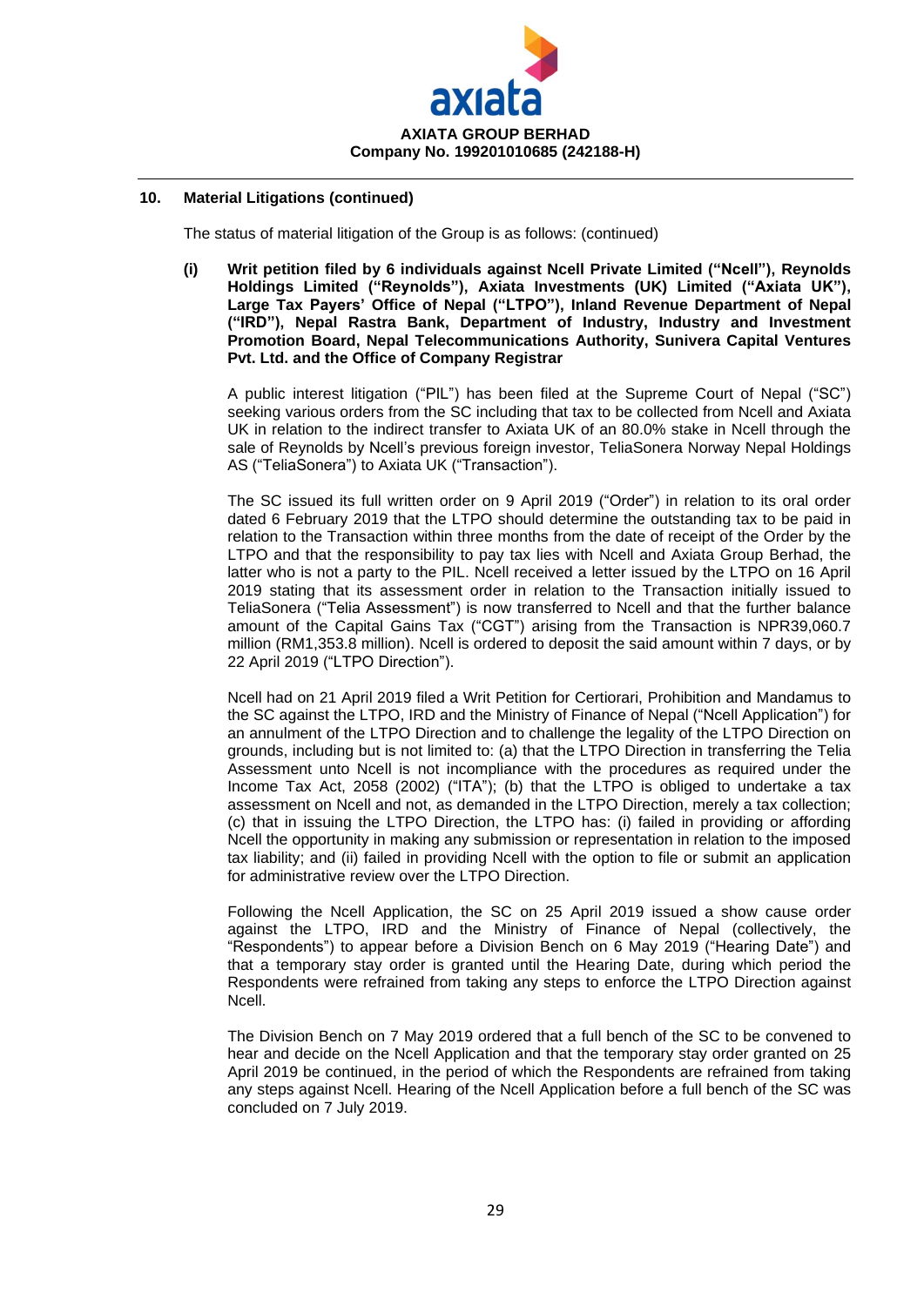## 10. Material Litigations (continued)

The status of material litigation of the Group is as follows: (continued)

**(i) Writ petition filed by 6 individuals against Ncell Private Limited ("Ncell"), Reynolds Holdings Limited ("Reynolds"), Axiata Investments (UK) Limited ("Axiata UK"), Large Tax Payers' Office of Nepal ("LTPO"), Inland Revenue Department of Nepal ("IRD"), Nepal Rastra Bank, Department of Industry, Industry and Investment Promotion Board, Nepal Telecommunications Authority, Sunivera Capital Ventures Pvt. Ltd. and the Office of Company Registrar**

A public interest litigation ("PIL") has been filed at the Supreme Court of Nepal ("SC") seeking various orders from the SC including that tax to be collected from Ncell and Axiata UK in relation to the indirect transfer to Axiata UK of an 80.0% stake in Ncell through the sale of Reynolds by Ncell's previous foreign investor, TeliaSonera Norway Nepal Holdings AS ("TeliaSonera") to Axiata UK ("Transaction").

The SC issued its full written order on 9 April 2019 ("Order") in relation to its oral order dated 6 February 2019 that the LTPO should determine the outstanding tax to be paid in relation to the Transaction within three months from the date of receipt of the Order by the LTPO and that the responsibility to pay tax lies with Ncell and Axiata Group Berhad, the latter who is not a party to the PIL. Ncell received a letter issued by the LTPO on 16 April 2019 stating that its assessment order in relation to the Transaction initially issued to TeliaSonera ("Telia Assessment") is now transferred to Ncell and that the further balance amount of the Capital Gains Tax ("CGT") arising from the Transaction is NPR39,060.7 million (RM1,353.8 million). Ncell is ordered to deposit the said amount within 7 days, or by 22 April 2019 ("LTPO Direction").

Ncell had on 21 April 2019 filed a Writ Petition for Certiorari, Prohibition and Mandamus to the SC against the LTPO, IRD and the Ministry of Finance of Nepal ("Ncell Application") for an annulment of the LTPO Direction and to challenge the legality of the LTPO Direction on grounds, including but is not limited to: (a) that the LTPO Direction in transferring the Telia Assessment unto Ncell is not incompliance with the procedures as required under the Income Tax Act, 2058 (2002) ("ITA"); (b) that the LTPO is obliged to undertake a tax assessment on Ncell and not, as demanded in the LTPO Direction, merely a tax collection; (c) that in issuing the LTPO Direction, the LTPO has: (i) failed in providing or affording Ncell the opportunity in making any submission or representation in relation to the imposed tax liability; and (ii) failed in providing Ncell with the option to file or submit an application for administrative review over the LTPO Direction.

Following the Ncell Application, the SC on 25 April 2019 issued a show cause order against the LTPO, IRD and the Ministry of Finance of Nepal (collectively, the "Respondents") to appear before a Division Bench on 6 May 2019 ("Hearing Date") and that a temporary stay order is granted until the Hearing Date, during which period the Respondents were refrained from taking any steps to enforce the LTPO Direction against Ncell.

The Division Bench on 7 May 2019 ordered that a full bench of the SC to be convened to hear and decide on the Ncell Application and that the temporary stay order granted on 25 April 2019 be continued, in the period of which the Respondents are refrained from taking any steps against Ncell. Hearing of the Ncell Application before a full bench of the SC was concluded on 7 July 2019.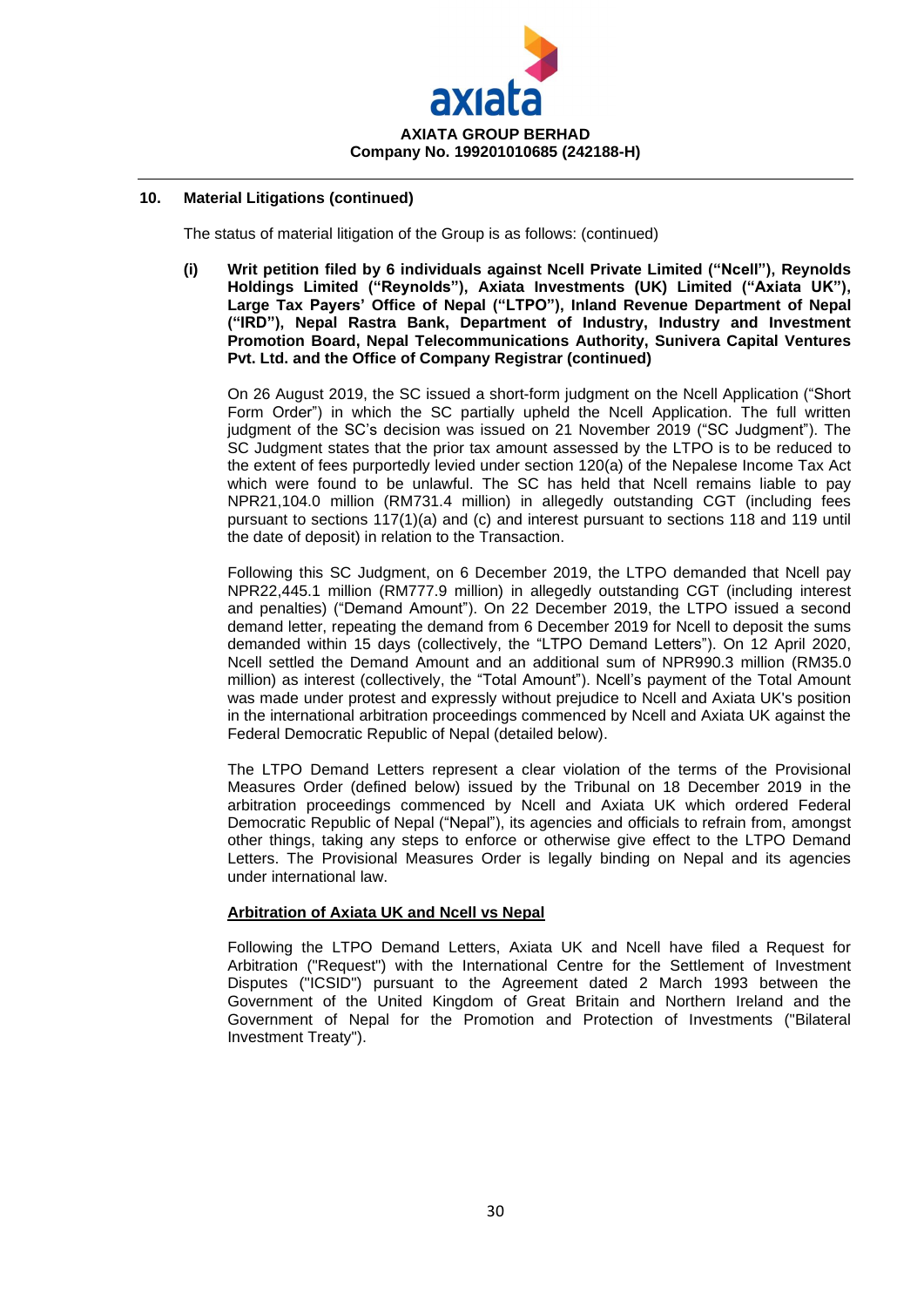## 10. Material Litigations (continued)

The status of material litigation of the Group is as follows: (continued)

**(i) Writ petition filed by 6 individuals against Ncell Private Limited ("Ncell"), Reynolds Holdings Limited ("Reynolds"), Axiata Investments (UK) Limited ("Axiata UK"), Large Tax Payers' Office of Nepal ("LTPO"), Inland Revenue Department of Nepal ("IRD"), Nepal Rastra Bank, Department of Industry, Industry and Investment Promotion Board, Nepal Telecommunications Authority, Sunivera Capital Ventures Pvt. Ltd. and the Office of Company Registrar (continued)**

On 26 August 2019, the SC issued a short-form judgment on the Ncell Application ("Short Form Order") in which the SC partially upheld the Ncell Application. The full written judgment of the SC's decision was issued on 21 November 2019 ("SC Judgment"). The SC Judgment states that the prior tax amount assessed by the LTPO is to be reduced to the extent of fees purportedly levied under section 120(a) of the Nepalese Income Tax Act which were found to be unlawful. The SC has held that Ncell remains liable to pay NPR21,104.0 million (RM731.4 million) in allegedly outstanding CGT (including fees pursuant to sections 117(1)(a) and (c) and interest pursuant to sections 118 and 119 until the date of deposit) in relation to the Transaction.

Following this SC Judgment, on 6 December 2019, the LTPO demanded that Ncell pay NPR22,445.1 million (RM777.9 million) in allegedly outstanding CGT (including interest and penalties) ("Demand Amount"). On 22 December 2019, the LTPO issued a second demand letter, repeating the demand from 6 December 2019 for Ncell to deposit the sums demanded within 15 days (collectively, the "LTPO Demand Letters"). On 12 April 2020, Ncell settled the Demand Amount and an additional sum of NPR990.3 million (RM35.0 million) as interest (collectively, the "Total Amount"). Ncell's payment of the Total Amount was made under protest and expressly without prejudice to Ncell and Axiata UK's position in the international arbitration proceedings commenced by Ncell and Axiata UK against the Federal Democratic Republic of Nepal (detailed below).

The LTPO Demand Letters represent a clear violation of the terms of the Provisional Measures Order (defined below) issued by the Tribunal on 18 December 2019 in the arbitration proceedings commenced by Ncell and Axiata UK which ordered Federal Democratic Republic of Nepal ("Nepal"), its agencies and officials to refrain from, amongst other things, taking any steps to enforce or otherwise give effect to the LTPO Demand Letters. The Provisional Measures Order is legally binding on Nepal and its agencies under international law.

<u>**Arbitration of Axiata UK and Ncell vs Nepal**</u>

Following the LTPO Demand Letters, Axiata UK and Ncell have filed a Request for Arbitration ("Request") with the International Centre for the Settlement of Investment Disputes ("ICSID") pursuant to the Agreement dated 2 March 1993 between the Government of the United Kingdom of Great Britain and Northern Ireland and the Government of Nepal for the Promotion and Protection of Investments ("Bilateral Investment Treaty").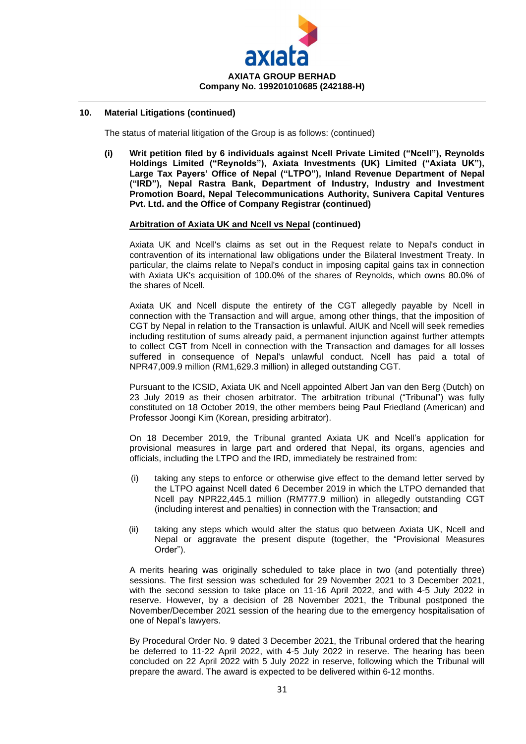## 10. Material Litigations (continued)

The status of material litigation of the Group is as follows: (continued)

**(i) Writ petition filed by 6 individuals against Ncell Private Limited ("Ncell"), Reynolds Holdings Limited ("Reynolds"), Axiata Investments (UK) Limited ("Axiata UK"), Large Tax Payers' Office of Nepal ("LTPO"), Inland Revenue Department of Nepal ("IRD"), Nepal Rastra Bank, Department of Industry, Industry and Investment Promotion Board, Nepal Telecommunications Authority, Sunivera Capital Ventures Pvt. Ltd. and the Office of Company Registrar (continued)**

**Arbitration of Axiata UK and Ncell vs Nepal (continued)**

Axiata UK and Ncell's claims as set out in the Request relate to Nepal's conduct in contravention of its international law obligations under the Bilateral Investment Treaty. In particular, the claims relate to Nepal's conduct in imposing capital gains tax in connection with Axiata UK's acquisition of 100.0% of the shares of Reynolds, which owns 80.0% of the shares of Ncell.

Axiata UK and Ncell dispute the entirety of the CGT allegedly payable by Ncell in connection with the Transaction and will argue, among other things, that the imposition of CGT by Nepal in relation to the Transaction is unlawful. AIUK and Ncell will seek remedies including restitution of sums already paid, a permanent injunction against further attempts to collect CGT from Ncell in connection with the Transaction and damages for all losses suffered in consequence of Nepal's unlawful conduct. Ncell has paid a total of NPR47,009.9 million (RM1,629.3 million) in alleged outstanding CGT.

Pursuant to the ICSID, Axiata UK and Ncell appointed Albert Jan van den Berg (Dutch) on 23 July 2019 as their chosen arbitrator. The arbitration tribunal ("Tribunal") was fully constituted on 18 October 2019, the other members being Paul Friedland (American) and Professor Joongi Kim (Korean, presiding arbitrator).

On 18 December 2019, the Tribunal granted Axiata UK and Ncell's application for provisional measures in large part and ordered that Nepal, its organs, agencies and officials, including the LTPO and the IRD, immediately be restrained from:

(i) taking any steps to enforce or otherwise give effect to the demand letter served by the LTPO against Ncell dated 6 December 2019 in which the LTPO demanded that Ncell pay NPR22,445.1 million (RM777.9 million) in allegedly outstanding CGT (including interest and penalties) in connection with the Transaction; and

(ii) taking any steps which would alter the status quo between Axiata UK, Ncell and Nepal or aggravate the present dispute (together, the "Provisional Measures Order").

A merits hearing was originally scheduled to take place in two (and potentially three) sessions. The first session was scheduled for 29 November 2021 to 3 December 2021, with the second session to take place on 11-16 April 2022, and with 4-5 July 2022 in reserve. However, by a decision of 28 November 2021, the Tribunal postponed the November/December 2021 session of the hearing due to the emergency hospitalisation of one of Nepal's lawyers.

By Procedural Order No. 9 dated 3 December 2021, the Tribunal ordered that the hearing be deferred to 11-22 April 2022, with 4-5 July 2022 in reserve. The hearing has been concluded on 22 April 2022 with 5 July 2022 in reserve, following which the Tribunal will prepare the award. The award is expected to be delivered within 6-12 months.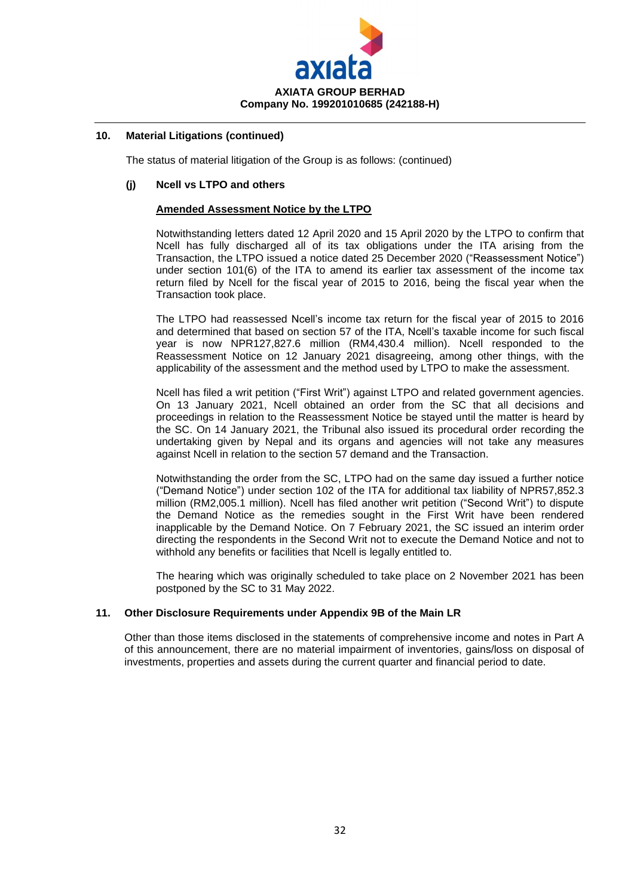## 10. Material Litigations (continued)

The status of material litigation of the Group is as follows: (continued)

### (j) Ncell vs LTPO and others

**Amended Assessment Notice by the LTPO**

Notwithstanding letters dated 12 April 2020 and 15 April 2020 by the LTPO to confirm that Ncell has fully discharged all of its tax obligations under the ITA arising from the Transaction, the LTPO issued a notice dated 25 December 2020 ("Reassessment Notice") under section 101(6) of the ITA to amend its earlier tax assessment of the income tax return filed by Ncell for the fiscal year of 2015 to 2016, being the fiscal year when the Transaction took place.

The LTPO had reassessed Ncell's income tax return for the fiscal year of 2015 to 2016 and determined that based on section 57 of the ITA, Ncell's taxable income for such fiscal year is now NPR127,827.6 million (RM4,430.4 million). Ncell responded to the Reassessment Notice on 12 January 2021 disagreeing, among other things, with the applicability of the assessment and the method used by LTPO to make the assessment.

Ncell has filed a writ petition ("First Writ") against LTPO and related government agencies. On 13 January 2021, Ncell obtained an order from the SC that all decisions and proceedings in relation to the Reassessment Notice be stayed until the matter is heard by the SC. On 14 January 2021, the Tribunal also issued its procedural order recording the undertaking given by Nepal and its organs and agencies will not take any measures against Ncell in relation to the section 57 demand and the Transaction.

Notwithstanding the order from the SC, LTPO had on the same day issued a further notice ("Demand Notice") under section 102 of the ITA for additional tax liability of NPR57,852.3 million (RM2,005.1 million). Ncell has filed another writ petition ("Second Writ") to dispute the Demand Notice as the remedies sought in the First Writ have been rendered inapplicable by the Demand Notice. On 7 February 2021, the SC issued an interim order directing the respondents in the Second Writ not to execute the Demand Notice and not to withhold any benefits or facilities that Ncell is legally entitled to.

The hearing which was originally scheduled to take place on 2 November 2021 has been postponed by the SC to 31 May 2022.

## 11. Other Disclosure Requirements under Appendix 9B of the Main LR

Other than those items disclosed in the statements of comprehensive income and notes in Part A of this announcement, there are no material impairment of inventories, gains/loss on disposal of investments, properties and assets during the current quarter and financial period to date.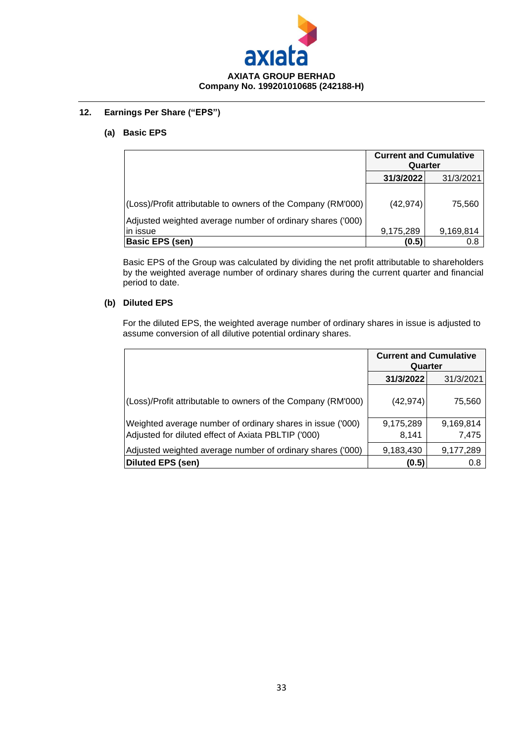AXIATA GROUP BERHAD
Company No. 199201010685 (242188-H)

## 12. Earnings Per Share ("EPS")

### (a) Basic EPS

| | Current and Cumulative Quarter | |
|---|---|---|
| | **31/3/2022** | 31/3/2021 |
| (Loss)/Profit attributable to owners of the Company (RM'000) | (42,974) | 75,560 |
| Adjusted weighted average number of ordinary shares ('000) in issue | 9,175,289 | 9,169,814 |
| **Basic EPS (sen)** | **(0.5)** | 0.8 |

Basic EPS of the Group was calculated by dividing the net profit attributable to shareholders by the weighted average number of ordinary shares during the current quarter and financial period to date.

### (b) Diluted EPS

For the diluted EPS, the weighted average number of ordinary shares in issue is adjusted to assume conversion of all dilutive potential ordinary shares.

| | Current and Cumulative Quarter | |
|---|---|---|
| | **31/3/2022** | 31/3/2021 |
| (Loss)/Profit attributable to owners of the Company (RM'000) | (42,974) | 75,560 |
| Weighted average number of ordinary shares in issue ('000) | 9,175,289 | 9,169,814 |
| Adjusted for diluted effect of Axiata PBLTIP ('000) | 8,141 | 7,475 |
| Adjusted weighted average number of ordinary shares ('000) | 9,183,430 | 9,177,289 |
| **Diluted EPS (sen)** | **(0.5)** | 0.8 |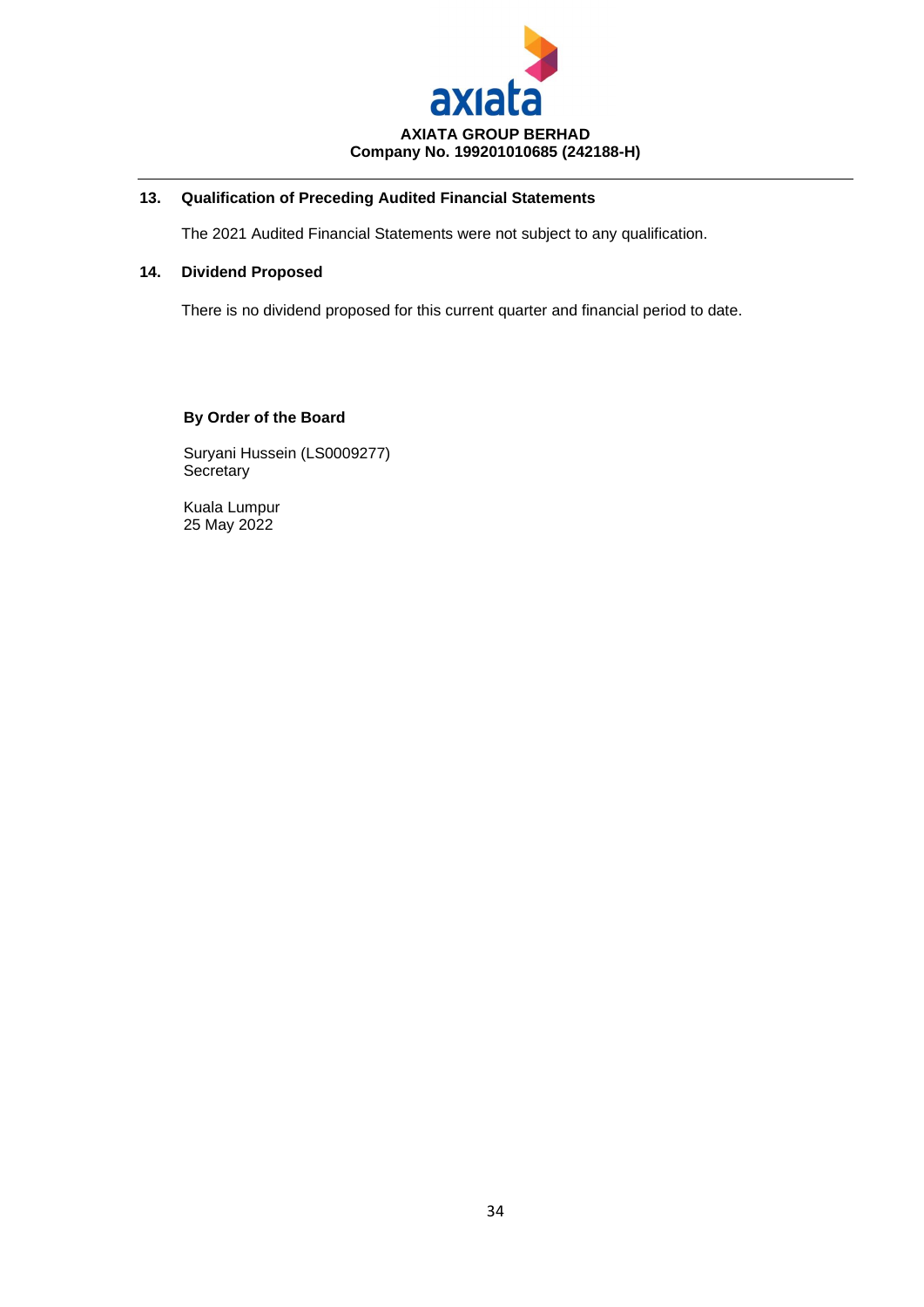## 13. Qualification of Preceding Audited Financial Statements

The 2021 Audited Financial Statements were not subject to any qualification.

## 14. Dividend Proposed

There is no dividend proposed for this current quarter and financial period to date.

**By Order of the Board**

Suryani Hussein (LS0009277)
Secretary

Kuala Lumpur
25 May 2022